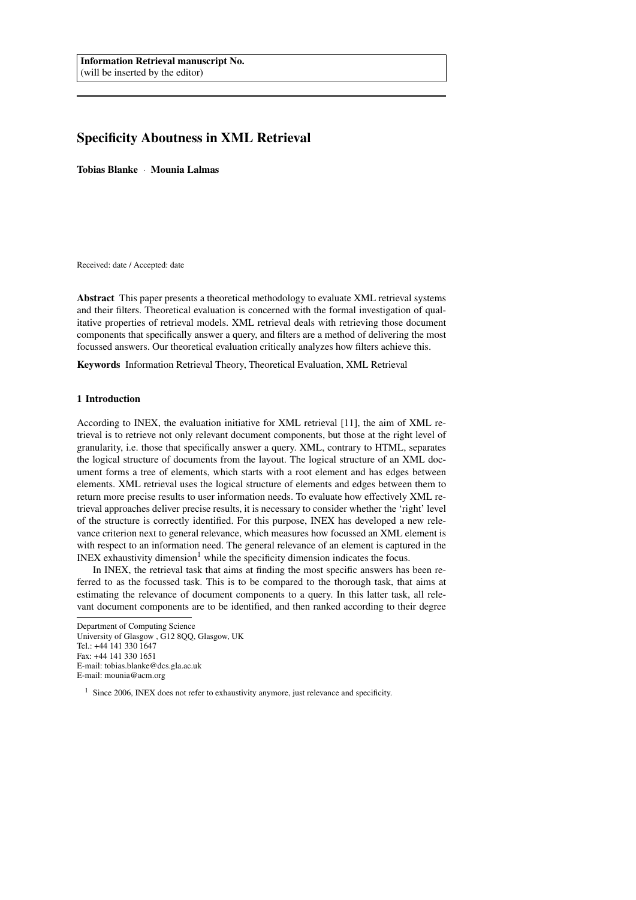Information Retrieval manuscript No.
(will be inserted by the editor)

# Specificity Aboutness in XML Retrieval

**Tobias Blanke** · **Mounia Lalmas**

Received: date / Accepted: date

**Abstract** This paper presents a theoretical methodology to evaluate XML retrieval systems and their filters. Theoretical evaluation is concerned with the formal investigation of qualitative properties of retrieval models. XML retrieval deals with retrieving those document components that specifically answer a query, and filters are a method of delivering the most focussed answers. Our theoretical evaluation critically analyzes how filters achieve this.

**Keywords** Information Retrieval Theory, Theoretical Evaluation, XML Retrieval

## 1 Introduction

According to INEX, the evaluation initiative for XML retrieval [11], the aim of XML retrieval is to retrieve not only relevant document components, but those at the right level of granularity, i.e. those that specifically answer a query. XML, contrary to HTML, separates the logical structure of documents from the layout. The logical structure of an XML document forms a tree of elements, which starts with a root element and has edges between elements. XML retrieval uses the logical structure of elements and edges between them to return more precise results to user information needs. To evaluate how effectively XML retrieval approaches deliver precise results, it is necessary to consider whether the 'right' level of the structure is correctly identified. For this purpose, INEX has developed a new relevance criterion next to general relevance, which measures how focussed an XML element is with respect to an information need. The general relevance of an element is captured in the INEX exhaustivity dimension[1] while the specificity dimension indicates the focus.

In INEX, the retrieval task that aims at finding the most specific answers has been referred to as the focussed task. This is to be compared to the thorough task, that aims at estimating the relevance of document components to a query. In this latter task, all relevant document components are to be identified, and then ranked according to their degree

Department of Computing Science
University of Glasgow , G12 8QQ, Glasgow, UK
Tel.: +44 141 330 1647
Fax: +44 141 330 1651
E-mail: tobias.blanke@dcs.gla.ac.uk
E-mail: mounia@acm.org

[1] Since 2006, INEX does not refer to exhaustivity anymore, just relevance and specificity.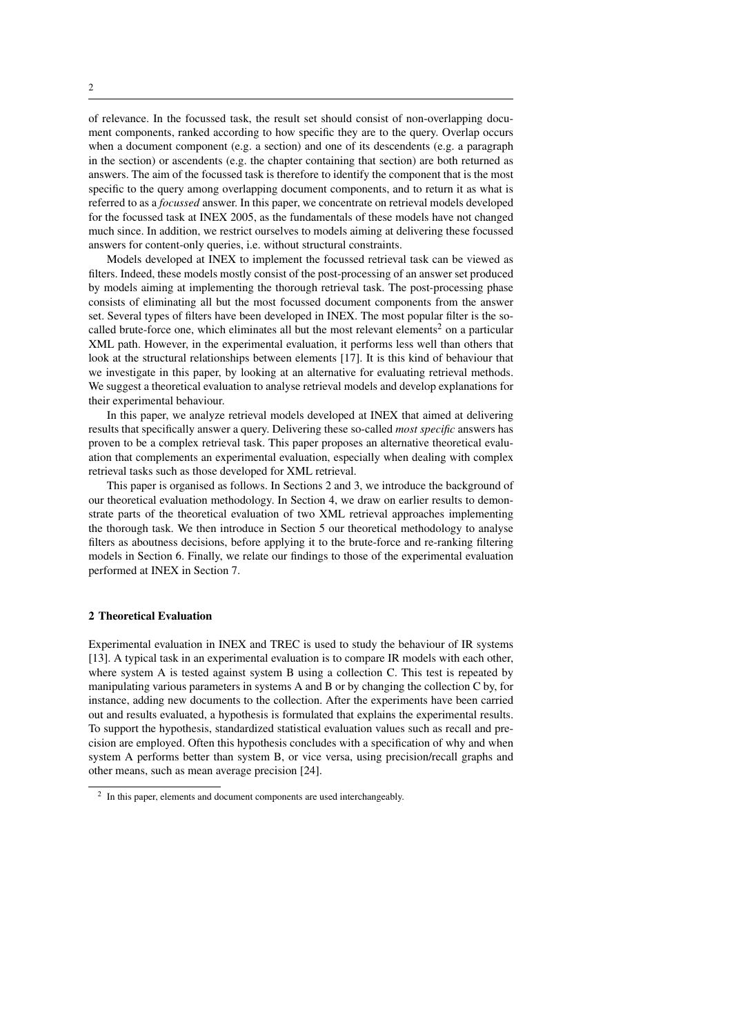of relevance. In the focussed task, the result set should consist of non-overlapping document components, ranked according to how specific they are to the query. Overlap occurs when a document component (e.g. a section) and one of its descendents (e.g. a paragraph in the section) or ascendents (e.g. the chapter containing that section) are both returned as answers. The aim of the focussed task is therefore to identify the component that is the most specific to the query among overlapping document components, and to return it as what is referred to as a *focussed* answer. In this paper, we concentrate on retrieval models developed for the focussed task at INEX 2005, as the fundamentals of these models have not changed much since. In addition, we restrict ourselves to models aiming at delivering these focussed answers for content-only queries, i.e. without structural constraints.

Models developed at INEX to implement the focussed retrieval task can be viewed as filters. Indeed, these models mostly consist of the post-processing of an answer set produced by models aiming at implementing the thorough retrieval task. The post-processing phase consists of eliminating all but the most focussed document components from the answer set. Several types of filters have been developed in INEX. The most popular filter is the so-called brute-force one, which eliminates all but the most relevant elements[2] on a particular XML path. However, in the experimental evaluation, it performs less well than others that look at the structural relationships between elements [17]. It is this kind of behaviour that we investigate in this paper, by looking at an alternative for evaluating retrieval methods. We suggest a theoretical evaluation to analyse retrieval models and develop explanations for their experimental behaviour.

In this paper, we analyze retrieval models developed at INEX that aimed at delivering results that specifically answer a query. Delivering these so-called *most specific* answers has proven to be a complex retrieval task. This paper proposes an alternative theoretical evaluation that complements an experimental evaluation, especially when dealing with complex retrieval tasks such as those developed for XML retrieval.

This paper is organised as follows. In Sections 2 and 3, we introduce the background of our theoretical evaluation methodology. In Section 4, we draw on earlier results to demonstrate parts of the theoretical evaluation of two XML retrieval approaches implementing the thorough task. We then introduce in Section 5 our theoretical methodology to analyse filters as aboutness decisions, before applying it to the brute-force and re-ranking filtering models in Section 6. Finally, we relate our findings to those of the experimental evaluation performed at INEX in Section 7.

## 2 Theoretical Evaluation

Experimental evaluation in INEX and TREC is used to study the behaviour of IR systems [13]. A typical task in an experimental evaluation is to compare IR models with each other, where system A is tested against system B using a collection C. This test is repeated by manipulating various parameters in systems A and B or by changing the collection C by, for instance, adding new documents to the collection. After the experiments have been carried out and results evaluated, a hypothesis is formulated that explains the experimental results. To support the hypothesis, standardized statistical evaluation values such as recall and precision are employed. Often this hypothesis concludes with a specification of why and when system A performs better than system B, or vice versa, using precision/recall graphs and other means, such as mean average precision [24].

[2] In this paper, elements and document components are used interchangeably.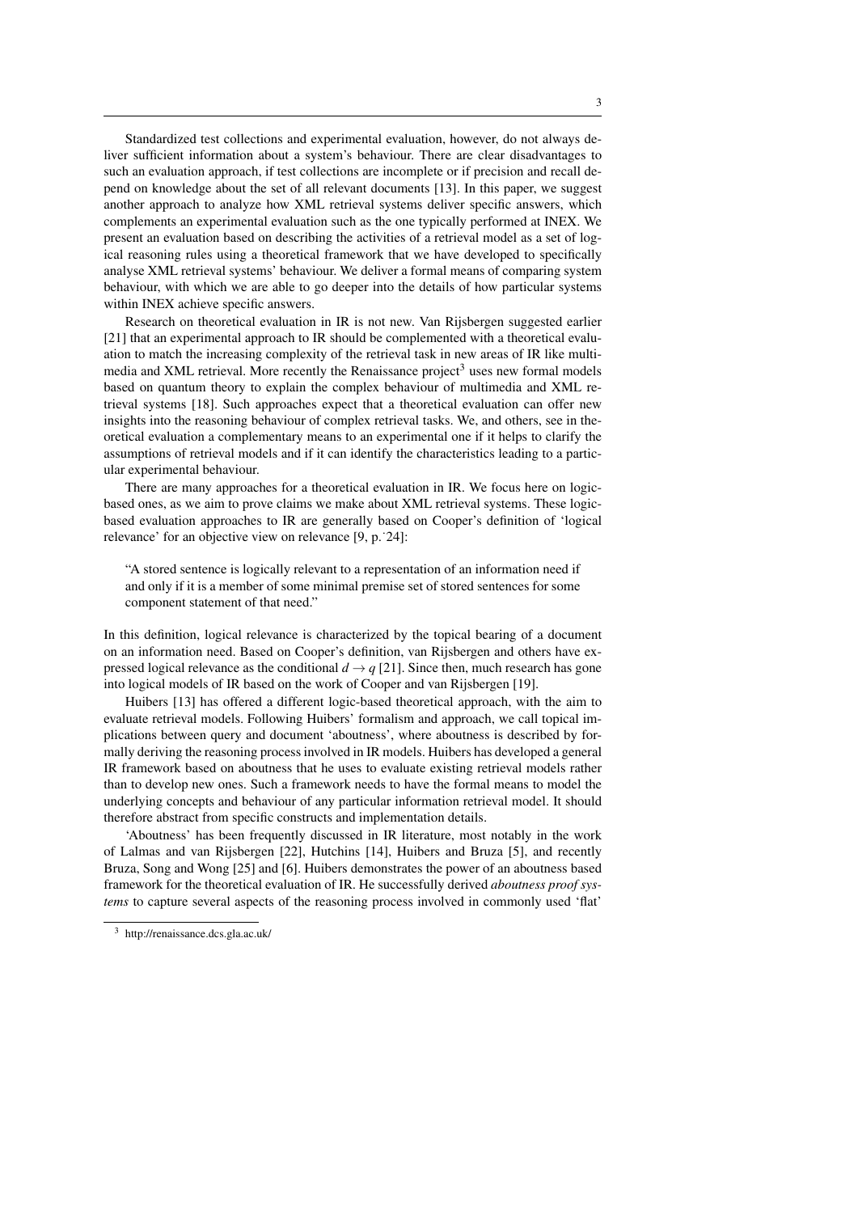Standardized test collections and experimental evaluation, however, do not always deliver sufficient information about a system's behaviour. There are clear disadvantages to such an evaluation approach, if test collections are incomplete or if precision and recall depend on knowledge about the set of all relevant documents [13]. In this paper, we suggest another approach to analyze how XML retrieval systems deliver specific answers, which complements an experimental evaluation such as the one typically performed at INEX. We present an evaluation based on describing the activities of a retrieval model as a set of logical reasoning rules using a theoretical framework that we have developed to specifically analyse XML retrieval systems' behaviour. We deliver a formal means of comparing system behaviour, with which we are able to go deeper into the details of how particular systems within INEX achieve specific answers.

Research on theoretical evaluation in IR is not new. Van Rijsbergen suggested earlier [21] that an experimental approach to IR should be complemented with a theoretical evaluation to match the increasing complexity of the retrieval task in new areas of IR like multimedia and XML retrieval. More recently the Renaissance project[3] uses new formal models based on quantum theory to explain the complex behaviour of multimedia and XML retrieval systems [18]. Such approaches expect that a theoretical evaluation can offer new insights into the reasoning behaviour of complex retrieval tasks. We, and others, see in theoretical evaluation a complementary means to an experimental one if it helps to clarify the assumptions of retrieval models and if it can identify the characteristics leading to a particular experimental behaviour.

There are many approaches for a theoretical evaluation in IR. We focus here on logic-based ones, as we aim to prove claims we make about XML retrieval systems. These logic-based evaluation approaches to IR are generally based on Cooper's definition of 'logical relevance' for an objective view on relevance [9, p. 24]:

> "A stored sentence is logically relevant to a representation of an information need if and only if it is a member of some minimal premise set of stored sentences for some component statement of that need."

In this definition, logical relevance is characterized by the topical bearing of a document on an information need. Based on Cooper's definition, van Rijsbergen and others have expressed logical relevance as the conditional $d \rightarrow q$ [21]. Since then, much research has gone into logical models of IR based on the work of Cooper and van Rijsbergen [19].

Huibers [13] has offered a different logic-based theoretical approach, with the aim to evaluate retrieval models. Following Huibers' formalism and approach, we call topical implications between query and document 'aboutness', where aboutness is described by formally deriving the reasoning process involved in IR models. Huibers has developed a general IR framework based on aboutness that he uses to evaluate existing retrieval models rather than to develop new ones. Such a framework needs to have the formal means to model the underlying concepts and behaviour of any particular information retrieval model. It should therefore abstract from specific constructs and implementation details.

'Aboutness' has been frequently discussed in IR literature, most notably in the work of Lalmas and van Rijsbergen [22], Hutchins [14], Huibers and Bruza [5], and recently Bruza, Song and Wong [25] and [6]. Huibers demonstrates the power of an aboutness based framework for the theoretical evaluation of IR. He successfully derived *aboutness proof systems* to capture several aspects of the reasoning process involved in commonly used 'flat'

[3] http://renaissance.dcs.gla.ac.uk/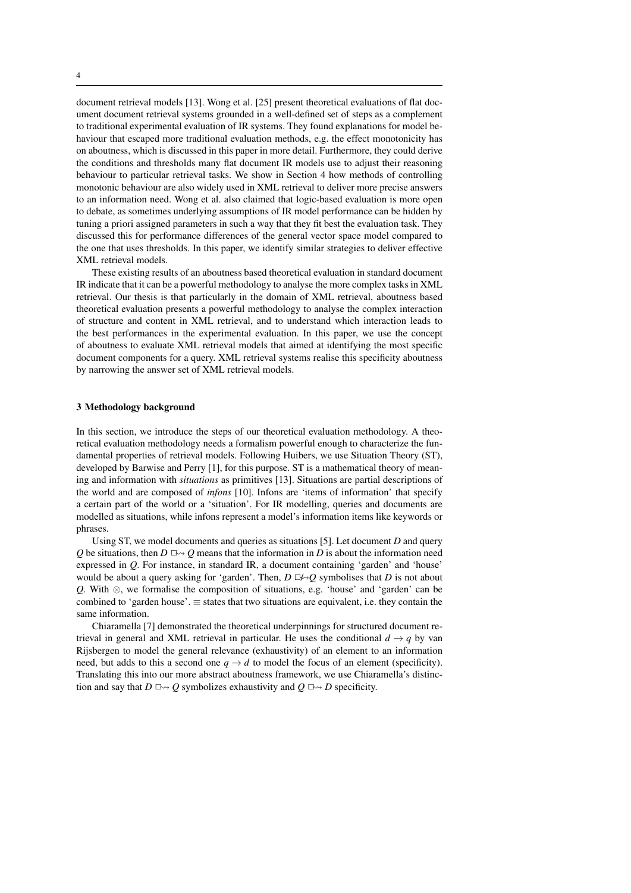document retrieval models [13]. Wong et al. [25] present theoretical evaluations of flat document document retrieval systems grounded in a well-defined set of steps as a complement to traditional experimental evaluation of IR systems. They found explanations for model behaviour that escaped more traditional evaluation methods, e.g. the effect monotonicity has on aboutness, which is discussed in this paper in more detail. Furthermore, they could derive the conditions and thresholds many flat document IR models use to adjust their reasoning behaviour to particular retrieval tasks. We show in Section 4 how methods of controlling monotonic behaviour are also widely used in XML retrieval to deliver more precise answers to an information need. Wong et al. also claimed that logic-based evaluation is more open to debate, as sometimes underlying assumptions of IR model performance can be hidden by tuning a priori assigned parameters in such a way that they fit best the evaluation task. They discussed this for performance differences of the general vector space model compared to the one that uses thresholds. In this paper, we identify similar strategies to deliver effective XML retrieval models.

These existing results of an aboutness based theoretical evaluation in standard document IR indicate that it can be a powerful methodology to analyse the more complex tasks in XML retrieval. Our thesis is that particularly in the domain of XML retrieval, aboutness based theoretical evaluation presents a powerful methodology to analyse the complex interaction of structure and content in XML retrieval, and to understand which interaction leads to the best performances in the experimental evaluation. In this paper, we use the concept of aboutness to evaluate XML retrieval models that aimed at identifying the most specific document components for a query. XML retrieval systems realise this specificity aboutness by narrowing the answer set of XML retrieval models.

## 3 Methodology background

In this section, we introduce the steps of our theoretical evaluation methodology. A theoretical evaluation methodology needs a formalism powerful enough to characterize the fundamental properties of retrieval models. Following Huibers, we use Situation Theory (ST), developed by Barwise and Perry [1], for this purpose. ST is a mathematical theory of meaning and information with *situations* as primitives [13]. Situations are partial descriptions of the world and are composed of *infons* [10]. Infons are 'items of information' that specify a certain part of the world or a 'situation'. For IR modelling, queries and documents are modelled as situations, while infons represent a model's information items like keywords or phrases.

Using ST, we model documents and queries as situations [5]. Let document $D$ and query $Q$ be situations, then $D \,\Box\!\!\rightsquigarrow Q$ means that the information in $D$ is about the information need expressed in $Q$. For instance, in standard IR, a document containing 'garden' and 'house' would be about a query asking for 'garden'. Then, $D \,\Box\!\!\not\rightsquigarrow Q$ symbolises that $D$ is not about $Q$. With $\otimes$, we formalise the composition of situations, e.g. 'house' and 'garden' can be combined to 'garden house'. $\equiv$ states that two situations are equivalent, i.e. they contain the same information.

Chiaramella [7] demonstrated the theoretical underpinnings for structured document retrieval in general and XML retrieval in particular. He uses the conditional $d \rightarrow q$ by van Rijsbergen to model the general relevance (exhaustivity) of an element to an information need, but adds to this a second one $q \rightarrow d$ to model the focus of an element (specificity). Translating this into our more abstract aboutness framework, we use Chiaramella's distinction and say that $D \,\Box\!\!\rightsquigarrow Q$ symbolizes exhaustivity and $Q \,\Box\!\!\rightsquigarrow D$ specificity.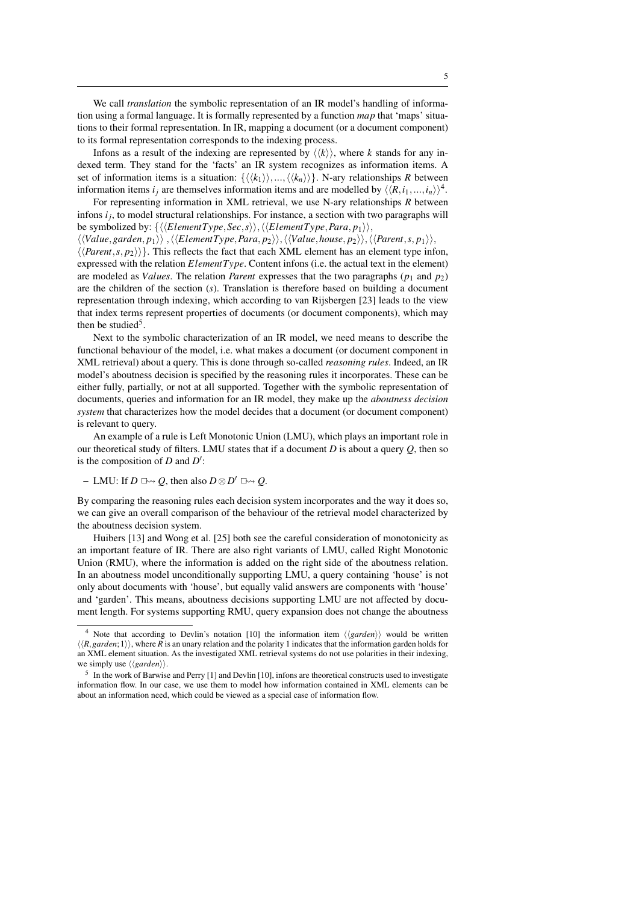We call *translation* the symbolic representation of an IR model's handling of information using a formal language. It is formally represented by a function *map* that 'maps' situations to their formal representation. In IR, mapping a document (or a document component) to its formal representation corresponds to the indexing process.

Infons as a result of the indexing are represented by $\langle\langle k \rangle\rangle$, where $k$ stands for any indexed term. They stand for the 'facts' an IR system recognizes as information items. A set of information items is a situation: $\{\langle\langle k_1 \rangle\rangle, ..., \langle\langle k_n \rangle\rangle\}$. N-ary relationships $R$ between information items $i_j$ are themselves information items and are modelled by $\langle\langle R, i_1, ..., i_n \rangle\rangle$[4].

For representing information in XML retrieval, we use N-ary relationships $R$ between infons $i_j$, to model structural relationships. For instance, a section with two paragraphs will be symbolized by: $\{\langle\langle ElementType, Sec, s \rangle\rangle, \langle\langle ElementType, Para, p_1 \rangle\rangle,$ $\langle\langle Value, garden, p_1 \rangle\rangle, \langle\langle ElementType, Para, p_2 \rangle\rangle, \langle\langle Value, house, p_2 \rangle\rangle, \langle\langle Parent, s, p_1 \rangle\rangle,$ $\langle\langle Parent, s, p_2 \rangle\rangle\}$. This reflects the fact that each XML element has an element type infon, expressed with the relation *ElementType*. Content infons (i.e. the actual text in the element) are modeled as *Values*. The relation *Parent* expresses that the two paragraphs ($p_1$ and $p_2$) are the children of the section ($s$). Translation is therefore based on building a document representation through indexing, which according to van Rijsbergen [23] leads to the view that index terms represent properties of documents (or document components), which may then be studied[5].

Next to the symbolic characterization of an IR model, we need means to describe the functional behaviour of the model, i.e. what makes a document (or document component in XML retrieval) about a query. This is done through so-called *reasoning rules*. Indeed, an IR model's aboutness decision is specified by the reasoning rules it incorporates. These can be either fully, partially, or not at all supported. Together with the symbolic representation of documents, queries and information for an IR model, they make up the *aboutness decision system* that characterizes how the model decides that a document (or document component) is relevant to query.

An example of a rule is Left Monotonic Union (LMU), which plays an important role in our theoretical study of filters. LMU states that if a document $D$ is about a query $Q$, then so is the composition of $D$ and $D'$:

- LMU: If $D \;\Box\!\!\rightsquigarrow Q$, then also $D \otimes D' \;\Box\!\!\rightsquigarrow Q$.

By comparing the reasoning rules each decision system incorporates and the way it does so, we can give an overall comparison of the behaviour of the retrieval model characterized by the aboutness decision system.

Huibers [13] and Wong et al. [25] both see the careful consideration of monotonicity as an important feature of IR. There are also right variants of LMU, called Right Monotonic Union (RMU), where the information is added on the right side of the aboutness relation. In an aboutness model unconditionally supporting LMU, a query containing 'house' is not only about documents with 'house', but equally valid answers are components with 'house' and 'garden'. This means, aboutness decisions supporting LMU are not affected by document length. For systems supporting RMU, query expansion does not change the aboutness

[4] Note that according to Devlin's notation [10] the information item $\langle\langle garden \rangle\rangle$ would be written $\langle\langle R, garden; 1 \rangle\rangle$, where $R$ is an unary relation and the polarity 1 indicates that the information garden holds for an XML element situation. As the investigated XML retrieval systems do not use polarities in their indexing, we simply use $\langle\langle garden \rangle\rangle$.

[5] In the work of Barwise and Perry [1] and Devlin [10], infons are theoretical constructs used to investigate information flow. In our case, we use them to model how information contained in XML elements can be about an information need, which could be viewed as a special case of information flow.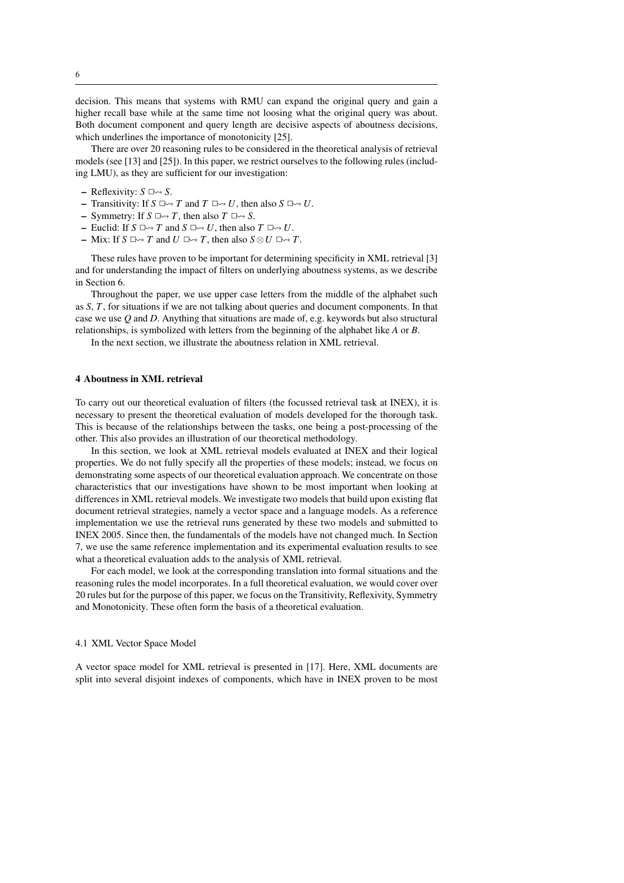decision. This means that systems with RMU can expand the original query and gain a higher recall base while at the same time not loosing what the original query was about. Both document component and query length are decisive aspects of aboutness decisions, which underlines the importance of monotonicity [25].

There are over 20 reasoning rules to be considered in the theoretical analysis of retrieval models (see [13] and [25]). In this paper, we restrict ourselves to the following rules (including LMU), as they are sufficient for our investigation:

– Reflexivity: $S \mathrel{\Box\!\!\rightsquigarrow} S$.
– Transitivity: If $S \mathrel{\Box\!\!\rightsquigarrow} T$ and $T \mathrel{\Box\!\!\rightsquigarrow} U$, then also $S \mathrel{\Box\!\!\rightsquigarrow} U$.
– Symmetry: If $S \mathrel{\Box\!\!\rightsquigarrow} T$, then also $T \mathrel{\Box\!\!\rightsquigarrow} S$.
– Euclid: If $S \mathrel{\Box\!\!\rightsquigarrow} T$ and $S \mathrel{\Box\!\!\rightsquigarrow} U$, then also $T \mathrel{\Box\!\!\rightsquigarrow} U$.
– Mix: If $S \mathrel{\Box\!\!\rightsquigarrow} T$ and $U \mathrel{\Box\!\!\rightsquigarrow} T$, then also $S \otimes U \mathrel{\Box\!\!\rightsquigarrow} T$.

These rules have proven to be important for determining specificity in XML retrieval [3] and for understanding the impact of filters on underlying aboutness systems, as we describe in Section 6.

Throughout the paper, we use upper case letters from the middle of the alphabet such as $S$, $T$, for situations if we are not talking about queries and document components. In that case we use $Q$ and $D$. Anything that situations are made of, e.g. keywords but also structural relationships, is symbolized with letters from the beginning of the alphabet like $A$ or $B$.

In the next section, we illustrate the aboutness relation in XML retrieval.

## 4 Aboutness in XML retrieval

To carry out our theoretical evaluation of filters (the focussed retrieval task at INEX), it is necessary to present the theoretical evaluation of models developed for the thorough task. This is because of the relationships between the tasks, one being a post-processing of the other. This also provides an illustration of our theoretical methodology.

In this section, we look at XML retrieval models evaluated at INEX and their logical properties. We do not fully specify all the properties of these models; instead, we focus on demonstrating some aspects of our theoretical evaluation approach. We concentrate on those characteristics that our investigations have shown to be most important when looking at differences in XML retrieval models. We investigate two models that build upon existing flat document retrieval strategies, namely a vector space and a language models. As a reference implementation we use the retrieval runs generated by these two models and submitted to INEX 2005. Since then, the fundamentals of the models have not changed much. In Section 7, we use the same reference implementation and its experimental evaluation results to see what a theoretical evaluation adds to the analysis of XML retrieval.

For each model, we look at the corresponding translation into formal situations and the reasoning rules the model incorporates. In a full theoretical evaluation, we would cover over 20 rules but for the purpose of this paper, we focus on the Transitivity, Reflexivity, Symmetry and Monotonicity. These often form the basis of a theoretical evaluation.

### 4.1 XML Vector Space Model

A vector space model for XML retrieval is presented in [17]. Here, XML documents are split into several disjoint indexes of components, which have in INEX proven to be most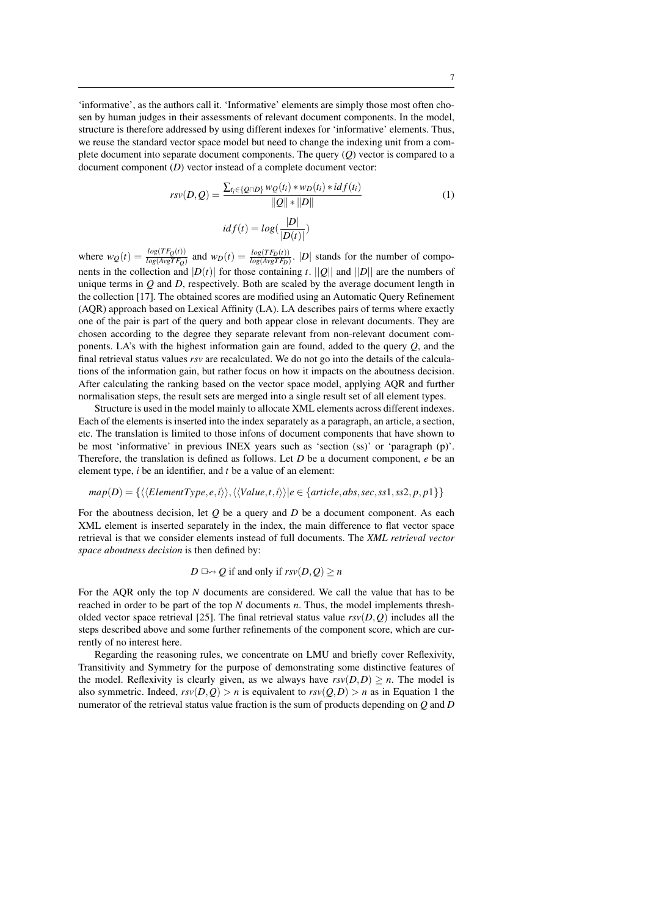'informative', as the authors call it. 'Informative' elements are simply those most often chosen by human judges in their assessments of relevant document components. In the model, structure is therefore addressed by using different indexes for 'informative' elements. Thus, we reuse the standard vector space model but need to change the indexing unit from a complete document into separate document components. The query ($Q$) vector is compared to a document component ($D$) vector instead of a complete document vector:

$$rsv(D,Q) = \frac{\sum_{t_i \in \{Q \cap D\}} w_Q(t_i) * w_D(t_i) * idf(t_i)}{||Q|| * ||D||} \tag{1}$$

$$idf(t) = log(\frac{|D|}{|D(t)|})$$

where $w_Q(t) = \frac{log(TF_Q(t))}{log(AvgTF_Q)}$ and $w_D(t) = \frac{log(TF_D(t))}{log(AvgTF_D)}$. $|D|$ stands for the number of components in the collection and $|D(t)|$ for those containing $t$. $||Q||$ and $||D||$ are the numbers of unique terms in $Q$ and $D$, respectively. Both are scaled by the average document length in the collection [17]. The obtained scores are modified using an Automatic Query Refinement (AQR) approach based on Lexical Affinity (LA). LA describes pairs of terms where exactly one of the pair is part of the query and both appear close in relevant documents. They are chosen according to the degree they separate relevant from non-relevant document components. LA's with the highest information gain are found, added to the query $Q$, and the final retrieval status values *rsv* are recalculated. We do not go into the details of the calculations of the information gain, but rather focus on how it impacts on the aboutness decision. After calculating the ranking based on the vector space model, applying AQR and further normalisation steps, the result sets are merged into a single result set of all element types.

Structure is used in the model mainly to allocate XML elements across different indexes. Each of the elements is inserted into the index separately as a paragraph, an article, a section, etc. The translation is limited to those infons of document components that have shown to be most 'informative' in previous INEX years such as 'section (ss)' or 'paragraph (p)'. Therefore, the translation is defined as follows. Let $D$ be a document component, $e$ be an element type, $i$ be an identifier, and $t$ be a value of an element:

$$map(D) = \{\langle\langle ElementType, e, i\rangle\rangle, \langle\langle Value, t, i\rangle\rangle | e \in \{article, abs, sec, ss1, ss2, p, p1\}\}$$

For the aboutness decision, let $Q$ be a query and $D$ be a document component. As each XML element is inserted separately in the index, the main difference to flat vector space retrieval is that we consider elements instead of full documents. The *XML retrieval vector space aboutness decision* is then defined by:

$$D \,\Box\!\!\rightsquigarrow Q \text{ if and only if } rsv(D,Q) \geq n$$

For the AQR only the top $N$ documents are considered. We call the value that has to be reached in order to be part of the top $N$ documents $n$. Thus, the model implements thresholded vector space retrieval [25]. The final retrieval status value $rsv(D,Q)$ includes all the steps described above and some further refinements of the component score, which are currently of no interest here.

Regarding the reasoning rules, we concentrate on LMU and briefly cover Reflexivity, Transitivity and Symmetry for the purpose of demonstrating some distinctive features of the model. Reflexivity is clearly given, as we always have $rsv(D,D) \geq n$. The model is also symmetric. Indeed, $rsv(D,Q) > n$ is equivalent to $rsv(Q,D) > n$ as in Equation 1 the numerator of the retrieval status value fraction is the sum of products depending on $Q$ and $D$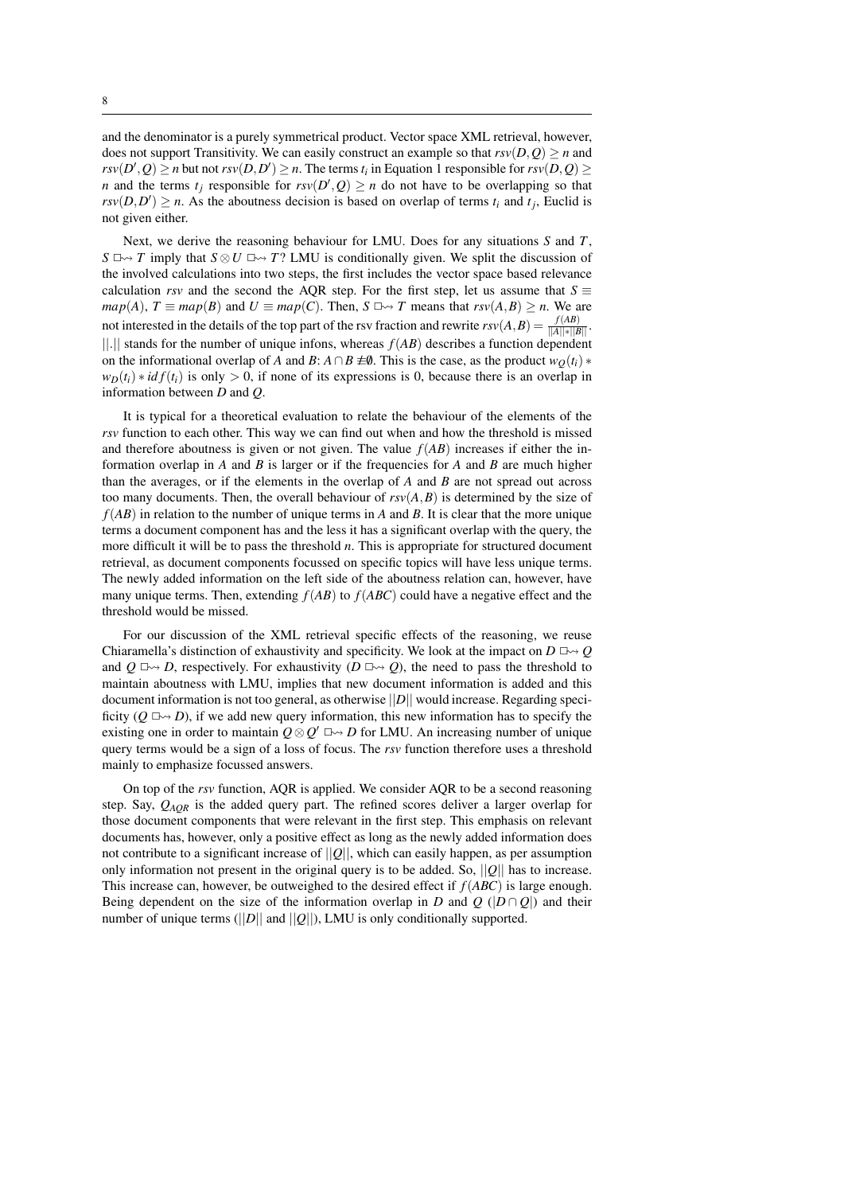and the denominator is a purely symmetrical product. Vector space XML retrieval, however, does not support Transitivity. We can easily construct an example so that $rsv(D,Q) \geq n$ and $rsv(D',Q) \geq n$ but not $rsv(D,D') \geq n$. The terms $t_i$ in Equation 1 responsible for $rsv(D,Q) \geq n$ and the terms $t_j$ responsible for $rsv(D',Q) \geq n$ do not have to be overlapping so that $rsv(D,D') \geq n$. As the aboutness decision is based on overlap of terms $t_i$ and $t_j$, Euclid is not given either.

Next, we derive the reasoning behaviour for LMU. Does for any situations $S$ and $T$, $S \;\Box\!\!\rightsquigarrow T$ imply that $S \otimes U \;\Box\!\!\rightsquigarrow T$? LMU is conditionally given. We split the discussion of the involved calculations into two steps, the first includes the vector space based relevance calculation *rsv* and the second the AQR step. For the first step, let us assume that $S \equiv map(A)$, $T \equiv map(B)$ and $U \equiv map(C)$. Then, $S \;\Box\!\!\rightsquigarrow T$ means that $rsv(A,B) \geq n$. We are not interested in the details of the top part of the rsv fraction and rewrite $rsv(A,B) = \frac{f(AB)}{||A|| * ||B||}$. $||.||$ stands for the number of unique infons, whereas $f(AB)$ describes a function dependent on the informational overlap of $A$ and $B$: $A \cap B \not\equiv \emptyset$. This is the case, as the product $w_Q(t_i) * w_D(t_i) * idf(t_i)$ is only $> 0$, if none of its expressions is 0, because there is an overlap in information between $D$ and $Q$.

It is typical for a theoretical evaluation to relate the behaviour of the elements of the *rsv* function to each other. This way we can find out when and how the threshold is missed and therefore aboutness is given or not given. The value $f(AB)$ increases if either the information overlap in $A$ and $B$ is larger or if the frequencies for $A$ and $B$ are much higher than the averages, or if the elements in the overlap of $A$ and $B$ are not spread out across too many documents. Then, the overall behaviour of $rsv(A,B)$ is determined by the size of $f(AB)$ in relation to the number of unique terms in $A$ and $B$. It is clear that the more unique terms a document component has and the less it has a significant overlap with the query, the more difficult it will be to pass the threshold $n$. This is appropriate for structured document retrieval, as document components focussed on specific topics will have less unique terms. The newly added information on the left side of the aboutness relation can, however, have many unique terms. Then, extending $f(AB)$ to $f(ABC)$ could have a negative effect and the threshold would be missed.

For our discussion of the XML retrieval specific effects of the reasoning, we reuse Chiaramella's distinction of exhaustivity and specificity. We look at the impact on $D \;\Box\!\!\rightsquigarrow Q$ and $Q \;\Box\!\!\rightsquigarrow D$, respectively. For exhaustivity ($D \;\Box\!\!\rightsquigarrow Q$), the need to pass the threshold to maintain aboutness with LMU, implies that new document information is added and this document information is not too general, as otherwise $||D||$ would increase. Regarding specificity ($Q \;\Box\!\!\rightsquigarrow D$), if we add new query information, this new information has to specify the existing one in order to maintain $Q \otimes Q' \;\Box\!\!\rightsquigarrow D$ for LMU. An increasing number of unique query terms would be a sign of a loss of focus. The *rsv* function therefore uses a threshold mainly to emphasize focussed answers.

On top of the *rsv* function, AQR is applied. We consider AQR to be a second reasoning step. Say, $Q_{AQR}$ is the added query part. The refined scores deliver a larger overlap for those document components that were relevant in the first step. This emphasis on relevant documents has, however, only a positive effect as long as the newly added information does not contribute to a significant increase of $||Q||$, which can easily happen, as per assumption only information not present in the original query is to be added. So, $||Q||$ has to increase. This increase can, however, be outweighed to the desired effect if $f(ABC)$ is large enough. Being dependent on the size of the information overlap in $D$ and $Q$ ($|D \cap Q|$) and their number of unique terms ($||D||$ and $||Q||$), LMU is only conditionally supported.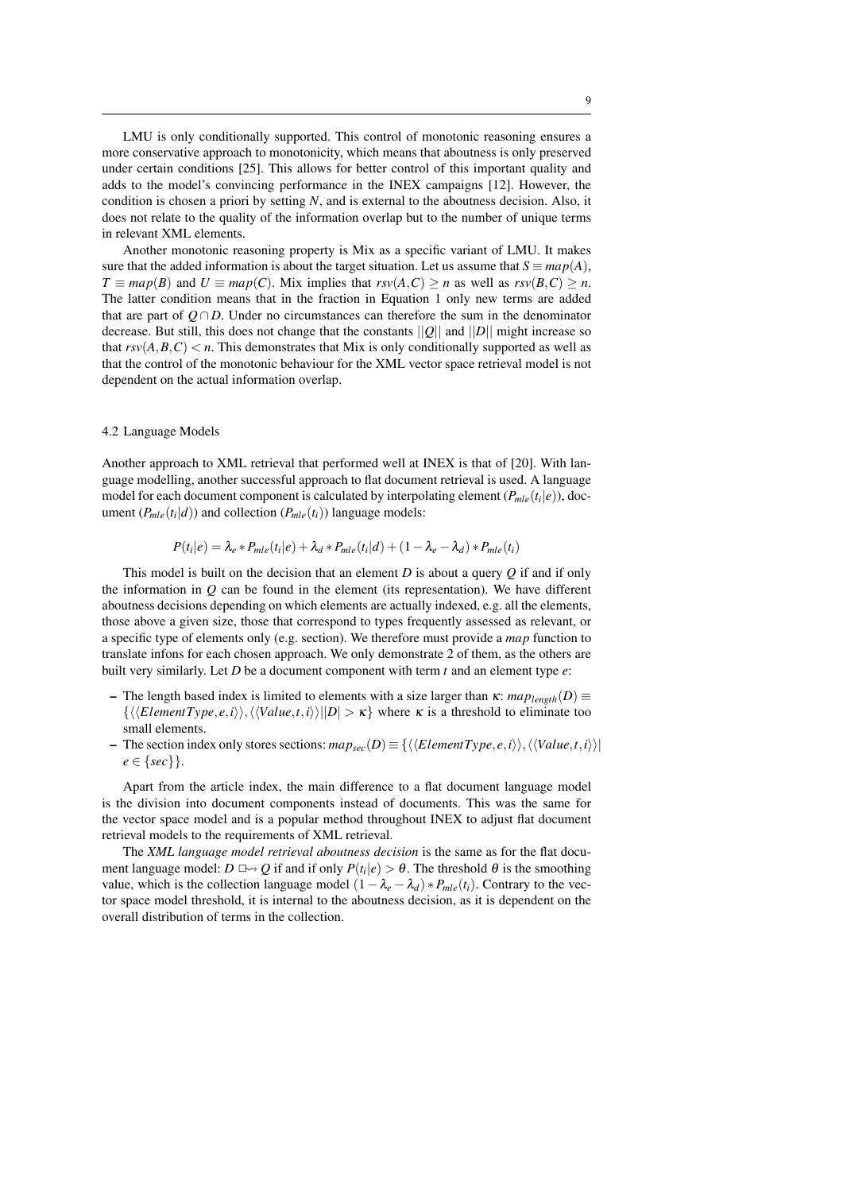LMU is only conditionally supported. This control of monotonic reasoning ensures a more conservative approach to monotonicity, which means that aboutness is only preserved under certain conditions [25]. This allows for better control of this important quality and adds to the model's convincing performance in the INEX campaigns [12]. However, the condition is chosen a priori by setting $N$, and is external to the aboutness decision. Also, it does not relate to the quality of the information overlap but to the number of unique terms in relevant XML elements.

Another monotonic reasoning property is Mix as a specific variant of LMU. It makes sure that the added information is about the target situation. Let us assume that $S \equiv map(A)$, $T \equiv map(B)$ and $U \equiv map(C)$. Mix implies that $rsv(A,C) \geq n$ as well as $rsv(B,C) \geq n$. The latter condition means that in the fraction in Equation 1 only new terms are added that are part of $Q \cap D$. Under no circumstances can therefore the sum in the denominator decrease. But still, this does not change that the constants $||Q||$ and $||D||$ might increase so that $rsv(A,B,C) < n$. This demonstrates that Mix is only conditionally supported as well as that the control of the monotonic behaviour for the XML vector space retrieval model is not dependent on the actual information overlap.

### 4.2 Language Models

Another approach to XML retrieval that performed well at INEX is that of [20]. With language modelling, another successful approach to flat document retrieval is used. A language model for each document component is calculated by interpolating element ($P_{mle}(t_i|e)$), document ($P_{mle}(t_i|d)$) and collection ($P_{mle}(t_i)$) language models:

$$P(t_i|e) = \lambda_e * P_{mle}(t_i|e) + \lambda_d * P_{mle}(t_i|d) + (1 - \lambda_e - \lambda_d) * P_{mle}(t_i)$$

This model is built on the decision that an element $D$ is about a query $Q$ if and if only the information in $Q$ can be found in the element (its representation). We have different aboutness decisions depending on which elements are actually indexed, e.g. all the elements, those above a given size, those that correspond to types frequently assessed as relevant, or a specific type of elements only (e.g. section). We therefore must provide a *map* function to translate infons for each chosen approach. We only demonstrate 2 of them, as the others are built very similarly. Let $D$ be a document component with term $t$ and an element type $e$:

- The length based index is limited to elements with a size larger than $\kappa$: $map_{length}(D) \equiv \{\langle\langle ElementType, e, i\rangle\rangle, \langle\langle Value, t, i\rangle\rangle \mid |D| > \kappa\}$ where $\kappa$ is a threshold to eliminate too small elements.
- The section index only stores sections: $map_{sec}(D) \equiv \{\langle\langle ElementType, e, i\rangle\rangle, \langle\langle Value, t, i\rangle\rangle \mid e \in \{sec\}\}$.

Apart from the article index, the main difference to a flat document language model is the division into document components instead of documents. This was the same for the vector space model and is a popular method throughout INEX to adjust flat document retrieval models to the requirements of XML retrieval.

The *XML language model retrieval aboutness decision* is the same as for the flat document language model: $D \,\Box\!\!\rightsquigarrow Q$ if and if only $P(t_i|e) > \theta$. The threshold $\theta$ is the smoothing value, which is the collection language model $(1 - \lambda_e - \lambda_d) * P_{mle}(t_i)$. Contrary to the vector space model threshold, it is internal to the aboutness decision, as it is dependent on the overall distribution of terms in the collection.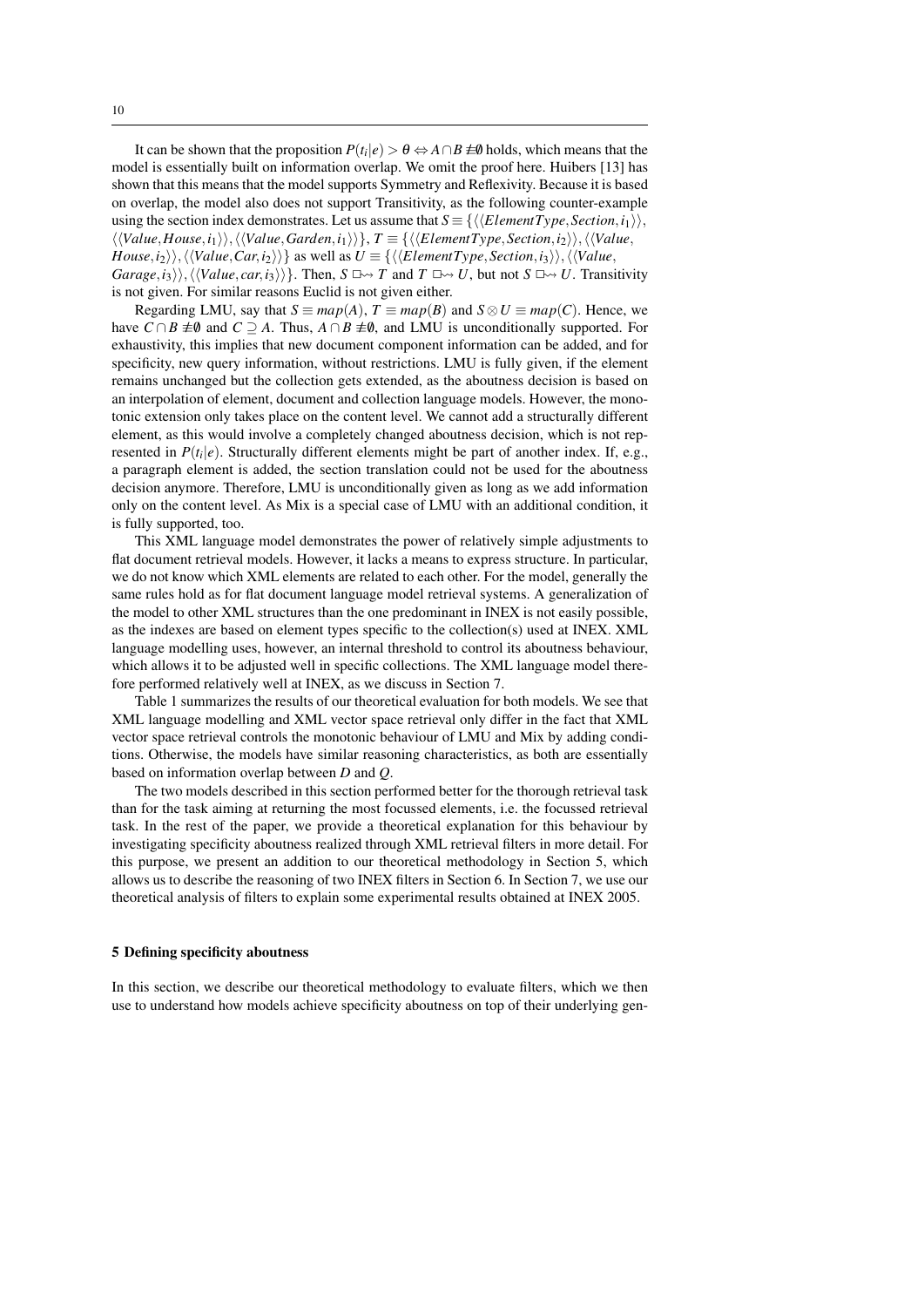It can be shown that the proposition $P(t_i|e) > \theta \Leftrightarrow A \cap B \not\equiv \emptyset$ holds, which means that the model is essentially built on information overlap. We omit the proof here. Huibers [13] has shown that this means that the model supports Symmetry and Reflexivity. Because it is based on overlap, the model also does not support Transitivity, as the following counter-example using the section index demonstrates. Let us assume that $S \equiv \{\langle\langle ElementType, Section, i_1\rangle\rangle, \langle\langle Value, House, i_1\rangle\rangle, \langle\langle Value, Garden, i_1\rangle\rangle\}$, $T \equiv \{\langle\langle ElementType, Section, i_2\rangle\rangle, \langle\langle Value, House, i_2\rangle\rangle, \langle\langle Value, Car, i_2\rangle\rangle\}$ as well as $U \equiv \{\langle\langle ElementType, Section, i_3\rangle\rangle, \langle\langle Value, Garage, i_3\rangle\rangle, \langle\langle Value, car, i_3\rangle\rangle\}$. Then, $S \,\Box\!\!\rightsquigarrow T$ and $T \,\Box\!\!\rightsquigarrow U$, but not $S \,\Box\!\!\rightsquigarrow U$. Transitivity is not given. For similar reasons Euclid is not given either.

Regarding LMU, say that $S \equiv map(A)$, $T \equiv map(B)$ and $S \otimes U \equiv map(C)$. Hence, we have $C \cap B \not\equiv \emptyset$ and $C \supseteq A$. Thus, $A \cap B \not\equiv \emptyset$, and LMU is unconditionally supported. For exhaustivity, this implies that new document component information can be added, and for specificity, new query information, without restrictions. LMU is fully given, if the element remains unchanged but the collection gets extended, as the aboutness decision is based on an interpolation of element, document and collection language models. However, the monotonic extension only takes place on the content level. We cannot add a structurally different element, as this would involve a completely changed aboutness decision, which is not represented in $P(t_i|e)$. Structurally different elements might be part of another index. If, e.g., a paragraph element is added, the section translation could not be used for the aboutness decision anymore. Therefore, LMU is unconditionally given as long as we add information only on the content level. As Mix is a special case of LMU with an additional condition, it is fully supported, too.

This XML language model demonstrates the power of relatively simple adjustments to flat document retrieval models. However, it lacks a means to express structure. In particular, we do not know which XML elements are related to each other. For the model, generally the same rules hold as for flat document language model retrieval systems. A generalization of the model to other XML structures than the one predominant in INEX is not easily possible, as the indexes are based on element types specific to the collection(s) used at INEX. XML language modelling uses, however, an internal threshold to control its aboutness behaviour, which allows it to be adjusted well in specific collections. The XML language model therefore performed relatively well at INEX, as we discuss in Section 7.

Table 1 summarizes the results of our theoretical evaluation for both models. We see that XML language modelling and XML vector space retrieval only differ in the fact that XML vector space retrieval controls the monotonic behaviour of LMU and Mix by adding conditions. Otherwise, the models have similar reasoning characteristics, as both are essentially based on information overlap between $D$ and $Q$.

The two models described in this section performed better for the thorough retrieval task than for the task aiming at returning the most focussed elements, i.e. the focussed retrieval task. In the rest of the paper, we provide a theoretical explanation for this behaviour by investigating specificity aboutness realized through XML retrieval filters in more detail. For this purpose, we present an addition to our theoretical methodology in Section 5, which allows us to describe the reasoning of two INEX filters in Section 6. In Section 7, we use our theoretical analysis of filters to explain some experimental results obtained at INEX 2005.

## 5 Defining specificity aboutness

In this section, we describe our theoretical methodology to evaluate filters, which we then use to understand how models achieve specificity aboutness on top of their underlying gen-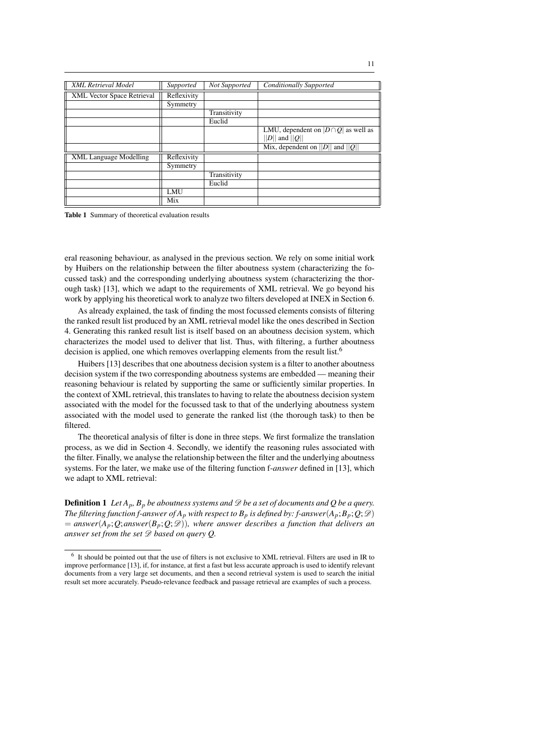| *XML Retrieval Model* | *Supported* | *Not Supported* | *Conditionally Supported* |
|---|---|---|---|
| XML Vector Space Retrieval | Reflexivity | | |
| | Symmetry | | |
| | | Transitivity | |
| | | Euclid | |
| | | | LMU, dependent on $\|D \cap Q\|$ as well as $\|\|D\|\|$ and $\|\|Q\|\|$ |
| | | | Mix, dependent on $\|\|D\|\|$ and $\|\|Q\|\|$ |
| XML Language Modelling | Reflexivity | | |
| | Symmetry | | |
| | | Transitivity | |
| | | Euclid | |
| | LMU | | |
| | Mix | | |

**Table 1** Summary of theoretical evaluation results

eral reasoning behaviour, as analysed in the previous section. We rely on some initial work by Huibers on the relationship between the filter aboutness system (characterizing the focussed task) and the corresponding underlying aboutness system (characterizing the thorough task) [13], which we adapt to the requirements of XML retrieval. We go beyond his work by applying his theoretical work to analyze two filters developed at INEX in Section 6.

As already explained, the task of finding the most focussed elements consists of filtering the ranked result list produced by an XML retrieval model like the ones described in Section 4. Generating this ranked result list is itself based on an aboutness decision system, which characterizes the model used to deliver that list. Thus, with filtering, a further aboutness decision is applied, one which removes overlapping elements from the result list.[6]

Huibers [13] describes that one aboutness decision system is a filter to another aboutness decision system if the two corresponding aboutness systems are embedded — meaning their reasoning behaviour is related by supporting the same or sufficiently similar properties. In the context of XML retrieval, this translates to having to relate the aboutness decision system associated with the model for the focussed task to that of the underlying aboutness system associated with the model used to generate the ranked list (the thorough task) to then be filtered.

The theoretical analysis of filter is done in three steps. We first formalize the translation process, as we did in Section 4. Secondly, we identify the reasoning rules associated with the filter. Finally, we analyse the relationship between the filter and the underlying aboutness systems. For the later, we make use of the filtering function f-*answer* defined in [13], which we adapt to XML retrieval:

**Definition 1** *Let $A_p$, $B_p$ be aboutness systems and $\mathscr{D}$ be a set of documents and $Q$ be a query. The filtering function f-answer of $A_p$ with respect to $B_p$ is defined by: f-answer$(A_p; B_p; Q; \mathscr{D})$ = answer$(A_p; Q; answer(B_p; Q; \mathscr{D}))$, where answer describes a function that delivers an answer set from the set $\mathscr{D}$ based on query $Q$.*

[6] It should be pointed out that the use of filters is not exclusive to XML retrieval. Filters are used in IR to improve performance [13], if, for instance, at first a fast but less accurate approach is used to identify relevant documents from a very large set documents, and then a second retrieval system is used to search the initial result set more accurately. Pseudo-relevance feedback and passage retrieval are examples of such a process.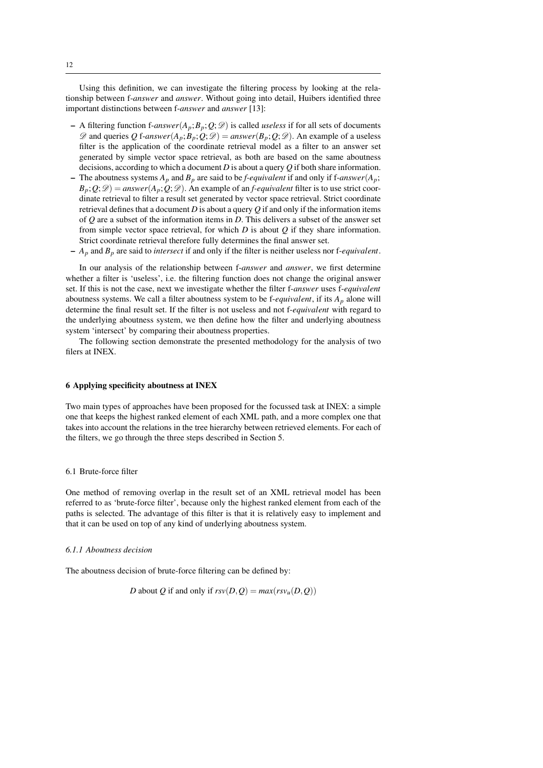Using this definition, we can investigate the filtering process by looking at the relationship between f-*answer* and *answer*. Without going into detail, Huibers identified three important distinctions between f-*answer* and *answer* [13]:

- A filtering function f-$answer(A_p; B_p; Q; \mathscr{D})$ is called *useless* if for all sets of documents $\mathscr{D}$ and queries $Q$ f-$answer(A_p; B_p; Q; \mathscr{D}) = answer(B_p; Q; \mathscr{D})$. An example of a useless filter is the application of the coordinate retrieval model as a filter to an answer set generated by simple vector space retrieval, as both are based on the same aboutness decisions, according to which a document $D$ is about a query $Q$ if both share information.
- The aboutness systems $A_p$ and $B_p$ are said to be *f-equivalent* if and only if f-$answer(A_p; B_p; Q; \mathscr{D}) = answer(A_p; Q; \mathscr{D})$. An example of an *f-equivalent* filter is to use strict coordinate retrieval to filter a result set generated by vector space retrieval. Strict coordinate retrieval defines that a document $D$ is about a query $Q$ if and only if the information items of $Q$ are a subset of the information items in $D$. This delivers a subset of the answer set from simple vector space retrieval, for which $D$ is about $Q$ if they share information. Strict coordinate retrieval therefore fully determines the final answer set.
- $A_p$ and $B_p$ are said to *intersect* if and only if the filter is neither useless nor f-*equivalent*.

In our analysis of the relationship between f-*answer* and *answer*, we first determine whether a filter is 'useless', i.e. the filtering function does not change the original answer set. If this is not the case, next we investigate whether the filter f-*answer* uses f-*equivalent* aboutness systems. We call a filter aboutness system to be f-*equivalent*, if its $A_p$ alone will determine the final result set. If the filter is not useless and not f-*equivalent* with regard to the underlying aboutness system, we then define how the filter and underlying aboutness system 'intersect' by comparing their aboutness properties.

The following section demonstrate the presented methodology for the analysis of two filers at INEX.

## 6 Applying specificity aboutness at INEX

Two main types of approaches have been proposed for the focussed task at INEX: a simple one that keeps the highest ranked element of each XML path, and a more complex one that takes into account the relations in the tree hierarchy between retrieved elements. For each of the filters, we go through the three steps described in Section 5.

### 6.1 Brute-force filter

One method of removing overlap in the result set of an XML retrieval model has been referred to as 'brute-force filter', because only the highest ranked element from each of the paths is selected. The advantage of this filter is that it is relatively easy to implement and that it can be used on top of any kind of underlying aboutness system.

#### *6.1.1 Aboutness decision*

The aboutness decision of brute-force filtering can be defined by:

$$D \text{ about } Q \text{ if and only if } rsv(D,Q) = max(rsv_u(D,Q))$$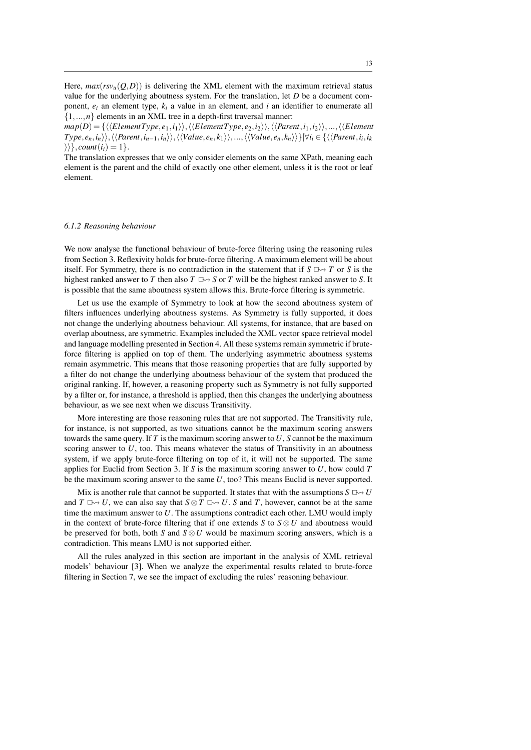Here, $max(rsv_u(Q,D))$ is delivering the XML element with the maximum retrieval status value for the underlying aboutness system. For the translation, let $D$ be a document component, $e_i$ an element type, $k_i$ a value in an element, and $i$ an identifier to enumerate all $\{1,...,n\}$ elements in an XML tree in a depth-first traversal manner:

$map(D) = \{\langle\langle ElementType, e_1, i_1\rangle\rangle, \langle\langle ElementType, e_2, i_2\rangle\rangle, \langle\langle Parent, i_1, i_2\rangle\rangle, ..., \langle\langle ElementType, e_n, i_n\rangle\rangle, \langle\langle Parent, i_{n-1}, i_n\rangle\rangle, \langle\langle Value, e_n, k_1\rangle\rangle, ..., \langle\langle Value, e_n, k_n\rangle\rangle\} | \forall i_i \in \{\langle\langle Parent, i_i, i_k\rangle\rangle\}, count(i_i) = 1\}$.

The translation expresses that we only consider elements on the same XPath, meaning each element is the parent and the child of exactly one other element, unless it is the root or leaf element.

#### *6.1.2 Reasoning behaviour*

We now analyse the functional behaviour of brute-force filtering using the reasoning rules from Section 3. Reflexivity holds for brute-force filtering. A maximum element will be about itself. For Symmetry, there is no contradiction in the statement that if $S \boxminus\!\!\rightsquigarrow T$ or $S$ is the highest ranked answer to $T$ then also $T \boxminus\!\!\rightsquigarrow S$ or $T$ will be the highest ranked answer to $S$. It is possible that the same aboutness system allows this. Brute-force filtering is symmetric.

Let us use the example of Symmetry to look at how the second aboutness system of filters influences underlying aboutness systems. As Symmetry is fully supported, it does not change the underlying aboutness behaviour. All systems, for instance, that are based on overlap aboutness, are symmetric. Examples included the XML vector space retrieval model and language modelling presented in Section 4. All these systems remain symmetric if brute-force filtering is applied on top of them. The underlying asymmetric aboutness systems remain asymmetric. This means that those reasoning properties that are fully supported by a filter do not change the underlying aboutness behaviour of the system that produced the original ranking. If, however, a reasoning property such as Symmetry is not fully supported by a filter or, for instance, a threshold is applied, then this changes the underlying aboutness behaviour, as we see next when we discuss Transitivity.

More interesting are those reasoning rules that are not supported. The Transitivity rule, for instance, is not supported, as two situations cannot be the maximum scoring answers towards the same query. If $T$ is the maximum scoring answer to $U$, $S$ cannot be the maximum scoring answer to $U$, too. This means whatever the status of Transitivity in an aboutness system, if we apply brute-force filtering on top of it, it will not be supported. The same applies for Euclid from Section 3. If $S$ is the maximum scoring answer to $U$, how could $T$ be the maximum scoring answer to the same $U$, too? This means Euclid is never supported.

Mix is another rule that cannot be supported. It states that with the assumptions $S \boxminus\!\!\rightsquigarrow U$ and $T \boxminus\!\!\rightsquigarrow U$, we can also say that $S \otimes T \boxminus\!\!\rightsquigarrow U$. $S$ and $T$, however, cannot be at the same time the maximum answer to $U$. The assumptions contradict each other. LMU would imply in the context of brute-force filtering that if one extends $S$ to $S \otimes U$ and aboutness would be preserved for both, both $S$ and $S \otimes U$ would be maximum scoring answers, which is a contradiction. This means LMU is not supported either.

All the rules analyzed in this section are important in the analysis of XML retrieval models' behaviour [3]. When we analyze the experimental results related to brute-force filtering in Section 7, we see the impact of excluding the rules' reasoning behaviour.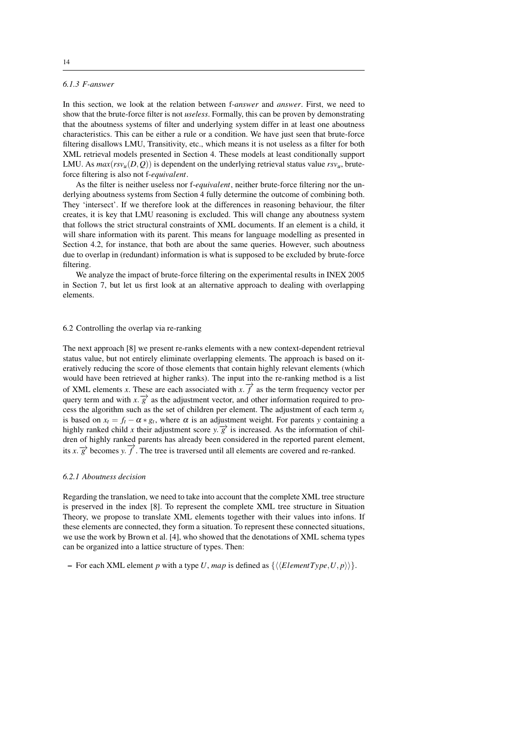#### 6.1.3 F-answer

In this section, we look at the relation between f-*answer* and *answer*. First, we need to show that the brute-force filter is not *useless*. Formally, this can be proven by demonstrating that the aboutness systems of filter and underlying system differ in at least one aboutness characteristics. This can be either a rule or a condition. We have just seen that brute-force filtering disallows LMU, Transitivity, etc., which means it is not useless as a filter for both XML retrieval models presented in Section 4. These models at least conditionally support LMU. As $max(rsv_u(D,Q))$ is dependent on the underlying retrieval status value $rsv_u$, brute-force filtering is also not f-*equivalent*.

As the filter is neither useless nor f-*equivalent*, neither brute-force filtering nor the underlying aboutness systems from Section 4 fully determine the outcome of combining both. They 'intersect'. If we therefore look at the differences in reasoning behaviour, the filter creates, it is key that LMU reasoning is excluded. This will change any aboutness system that follows the strict structural constraints of XML documents. If an element is a child, it will share information with its parent. This means for language modelling as presented in Section 4.2, for instance, that both are about the same queries. However, such aboutness due to overlap in (redundant) information is what is supposed to be excluded by brute-force filtering.

We analyze the impact of brute-force filtering on the experimental results in INEX 2005 in Section 7, but let us first look at an alternative approach to dealing with overlapping elements.

### 6.2 Controlling the overlap via re-ranking

The next approach [8] we present re-ranks elements with a new context-dependent retrieval status value, but not entirely eliminate overlapping elements. The approach is based on iteratively reducing the score of those elements that contain highly relevant elements (which would have been retrieved at higher ranks). The input into the re-ranking method is a list of XML elements $x$. These are each associated with $x.\overrightarrow{f}$ as the term frequency vector per query term and with $x.\overrightarrow{g}$ as the adjustment vector, and other information required to process the algorithm such as the set of children per element. The adjustment of each term $x_t$ is based on $x_t = f_t - \alpha * g_t$, where $\alpha$ is an adjustment weight. For parents $y$ containing a highly ranked child $x$ their adjustment score $y.\overrightarrow{g}$ is increased. As the information of children of highly ranked parents has already been considered in the reported parent element, its $x.\overrightarrow{g}$ becomes $y.\overrightarrow{f}$. The tree is traversed until all elements are covered and re-ranked.

#### 6.2.1 Aboutness decision

Regarding the translation, we need to take into account that the complete XML tree structure is preserved in the index [8]. To represent the complete XML tree structure in Situation Theory, we propose to translate XML elements together with their values into infons. If these elements are connected, they form a situation. To represent these connected situations, we use the work by Brown et al. [4], who showed that the denotations of XML schema types can be organized into a lattice structure of types. Then:

- For each XML element $p$ with a type $U$, $map$ is defined as $\{\langle\langle ElementType, U, p\rangle\rangle\}$.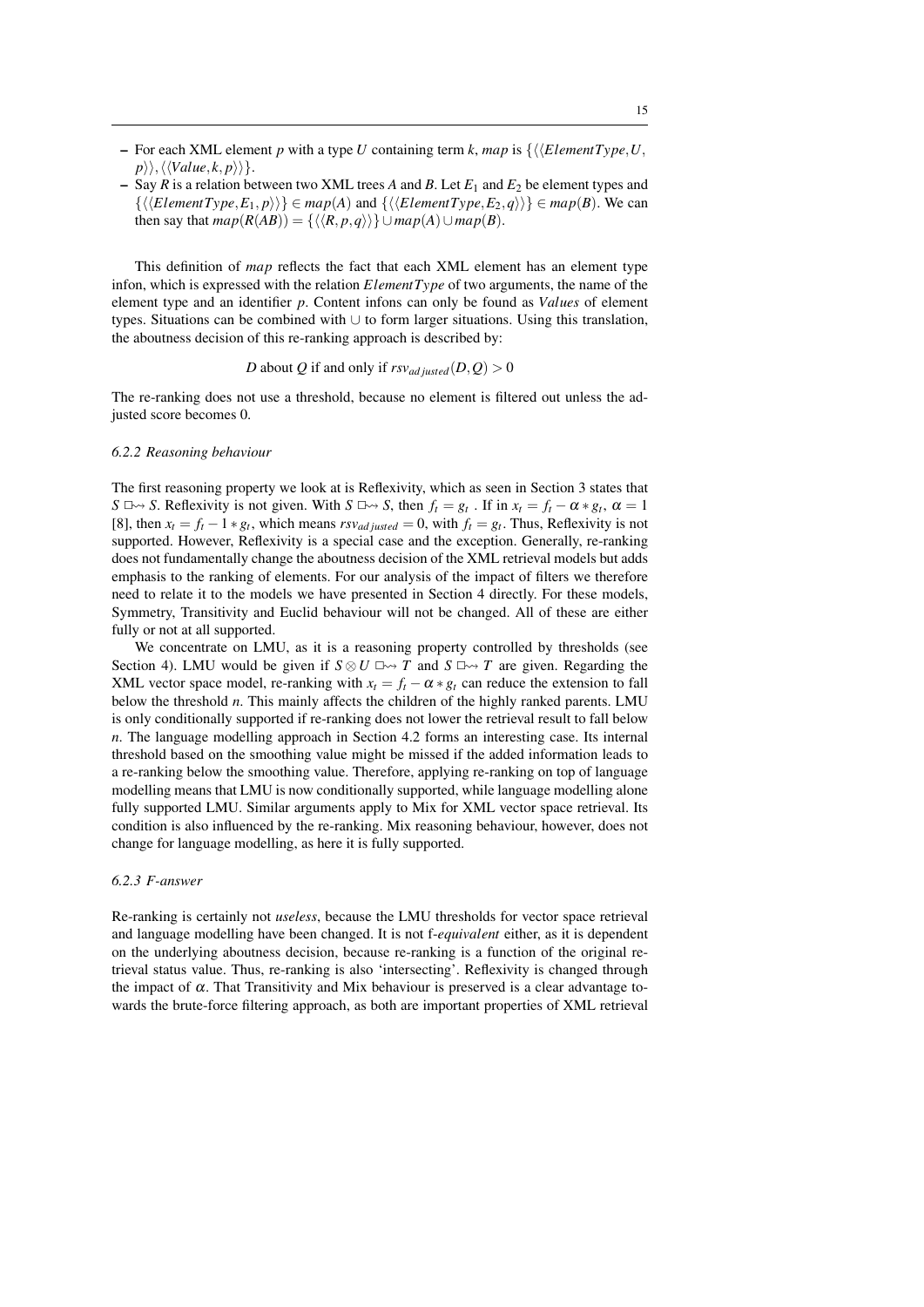- For each XML element $p$ with a type $U$ containing term $k$, $map$ is $\{\langle\langle ElementType, U, p\rangle\rangle, \langle\langle Value, k, p\rangle\rangle\}$.
- Say $R$ is a relation between two XML trees $A$ and $B$. Let $E_1$ and $E_2$ be element types and $\{\langle\langle ElementType, E_1, p\rangle\rangle\} \in map(A)$ and $\{\langle\langle ElementType, E_2, q\rangle\rangle\} \in map(B)$. We can then say that $map(R(AB)) = \{\langle\langle R, p, q\rangle\rangle\} \cup map(A) \cup map(B)$.

This definition of $map$ reflects the fact that each XML element has an element type infon, which is expressed with the relation $ElementType$ of two arguments, the name of the element type and an identifier $p$. Content infons can only be found as *Values* of element types. Situations can be combined with $\cup$ to form larger situations. Using this translation, the aboutness decision of this re-ranking approach is described by:

$$D \text{ about } Q \text{ if and only if } rsv_{adjusted}(D,Q) > 0$$

The re-ranking does not use a threshold, because no element is filtered out unless the adjusted score becomes 0.

#### 6.2.2 Reasoning behaviour

The first reasoning property we look at is Reflexivity, which as seen in Section 3 states that $S \,\Box\!\!\rightsquigarrow S$. Reflexivity is not given. With $S \,\Box\!\!\rightsquigarrow S$, then $f_t = g_t$ . If in $x_t = f_t - \alpha * g_t$, $\alpha = 1$ [8], then $x_t = f_t - 1 * g_t$, which means $rsv_{adjusted} = 0$, with $f_t = g_t$. Thus, Reflexivity is not supported. However, Reflexivity is a special case and the exception. Generally, re-ranking does not fundamentally change the aboutness decision of the XML retrieval models but adds emphasis to the ranking of elements. For our analysis of the impact of filters we therefore need to relate it to the models we have presented in Section 4 directly. For these models, Symmetry, Transitivity and Euclid behaviour will not be changed. All of these are either fully or not at all supported.

We concentrate on LMU, as it is a reasoning property controlled by thresholds (see Section 4). LMU would be given if $S \otimes U \,\Box\!\!\rightsquigarrow T$ and $S \,\Box\!\!\rightsquigarrow T$ are given. Regarding the XML vector space model, re-ranking with $x_t = f_t - \alpha * g_t$ can reduce the extension to fall below the threshold $n$. This mainly affects the children of the highly ranked parents. LMU is only conditionally supported if re-ranking does not lower the retrieval result to fall below $n$. The language modelling approach in Section 4.2 forms an interesting case. Its internal threshold based on the smoothing value might be missed if the added information leads to a re-ranking below the smoothing value. Therefore, applying re-ranking on top of language modelling means that LMU is now conditionally supported, while language modelling alone fully supported LMU. Similar arguments apply to Mix for XML vector space retrieval. Its condition is also influenced by the re-ranking. Mix reasoning behaviour, however, does not change for language modelling, as here it is fully supported.

#### 6.2.3 F-answer

Re-ranking is certainly not *useless*, because the LMU thresholds for vector space retrieval and language modelling have been changed. It is not f-*equivalent* either, as it is dependent on the underlying aboutness decision, because re-ranking is a function of the original retrieval status value. Thus, re-ranking is also 'intersecting'. Reflexivity is changed through the impact of $\alpha$. That Transitivity and Mix behaviour is preserved is a clear advantage towards the brute-force filtering approach, as both are important properties of XML retrieval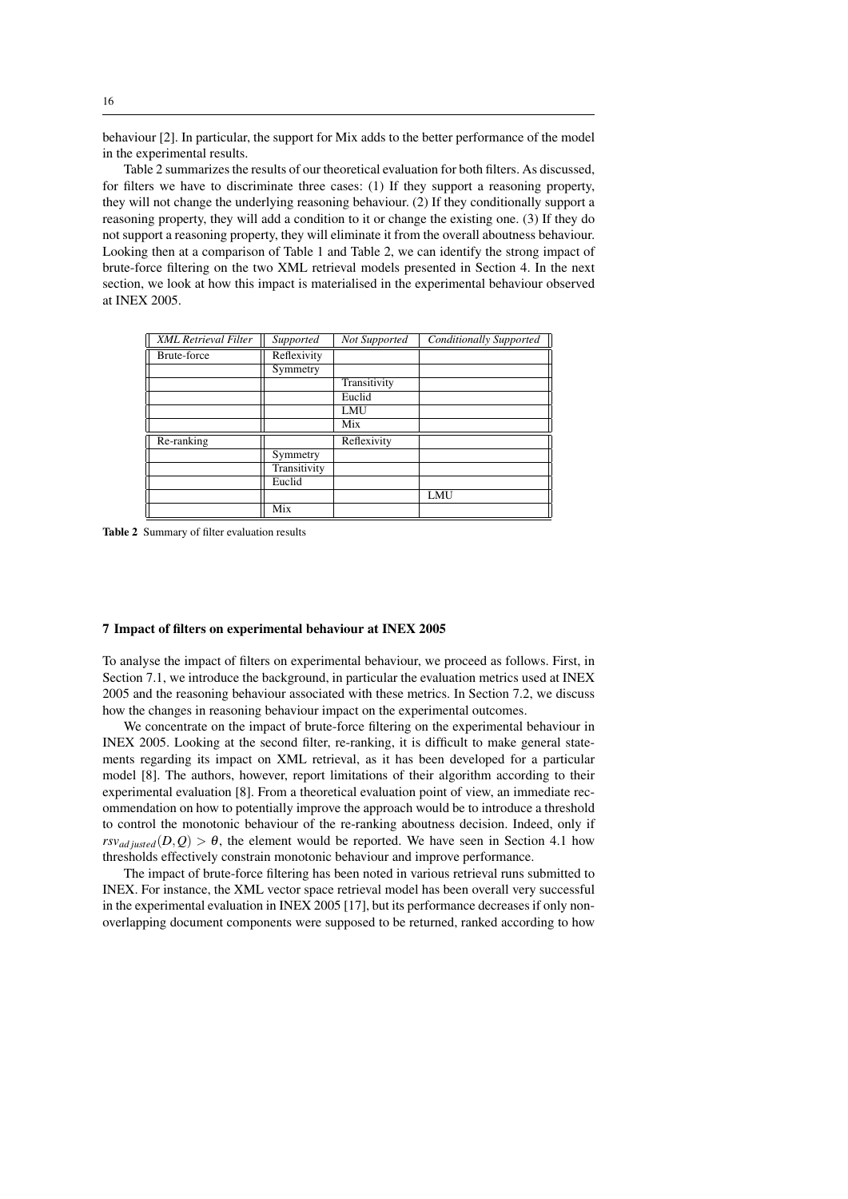behaviour [2]. In particular, the support for Mix adds to the better performance of the model in the experimental results.

Table 2 summarizes the results of our theoretical evaluation for both filters. As discussed, for filters we have to discriminate three cases: (1) If they support a reasoning property, they will not change the underlying reasoning behaviour. (2) If they conditionally support a reasoning property, they will add a condition to it or change the existing one. (3) If they do not support a reasoning property, they will eliminate it from the overall aboutness behaviour. Looking then at a comparison of Table 1 and Table 2, we can identify the strong impact of brute-force filtering on the two XML retrieval models presented in Section 4. In the next section, we look at how this impact is materialised in the experimental behaviour observed at INEX 2005.

| *XML Retrieval Filter* | *Supported* | *Not Supported* | *Conditionally Supported* |
|---|---|---|---|
| Brute-force | Reflexivity | | |
| | Symmetry | | |
| | | Transitivity | |
| | | Euclid | |
| | | LMU | |
| | | Mix | |
| Re-ranking | | Reflexivity | |
| | Symmetry | | |
| | Transitivity | | |
| | Euclid | | |
| | | | LMU |
| | Mix | | |

**Table 2** Summary of filter evaluation results

## 7 Impact of filters on experimental behaviour at INEX 2005

To analyse the impact of filters on experimental behaviour, we proceed as follows. First, in Section 7.1, we introduce the background, in particular the evaluation metrics used at INEX 2005 and the reasoning behaviour associated with these metrics. In Section 7.2, we discuss how the changes in reasoning behaviour impact on the experimental outcomes.

We concentrate on the impact of brute-force filtering on the experimental behaviour in INEX 2005. Looking at the second filter, re-ranking, it is difficult to make general statements regarding its impact on XML retrieval, as it has been developed for a particular model [8]. The authors, however, report limitations of their algorithm according to their experimental evaluation [8]. From a theoretical evaluation point of view, an immediate recommendation on how to potentially improve the approach would be to introduce a threshold to control the monotonic behaviour of the re-ranking aboutness decision. Indeed, only if $rsv_{adjusted}(D,Q) > \theta$, the element would be reported. We have seen in Section 4.1 how thresholds effectively constrain monotonic behaviour and improve performance.

The impact of brute-force filtering has been noted in various retrieval runs submitted to INEX. For instance, the XML vector space retrieval model has been overall very successful in the experimental evaluation in INEX 2005 [17], but its performance decreases if only non-overlapping document components were supposed to be returned, ranked according to how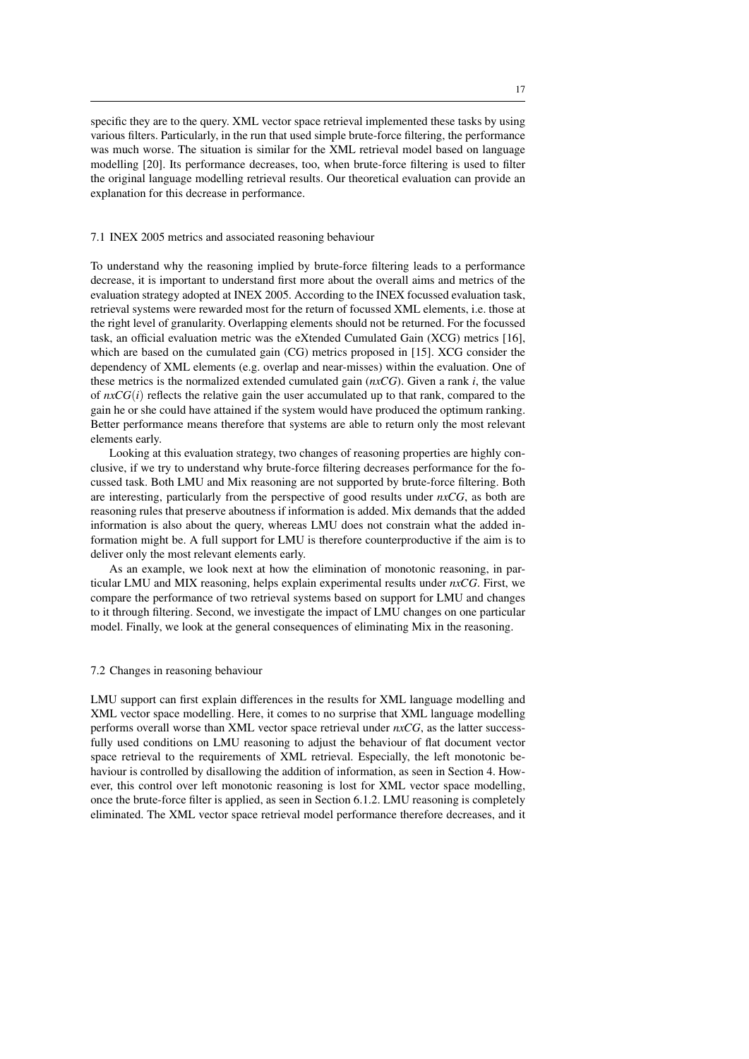specific they are to the query. XML vector space retrieval implemented these tasks by using various filters. Particularly, in the run that used simple brute-force filtering, the performance was much worse. The situation is similar for the XML retrieval model based on language modelling [20]. Its performance decreases, too, when brute-force filtering is used to filter the original language modelling retrieval results. Our theoretical evaluation can provide an explanation for this decrease in performance.

### 7.1 INEX 2005 metrics and associated reasoning behaviour

To understand why the reasoning implied by brute-force filtering leads to a performance decrease, it is important to understand first more about the overall aims and metrics of the evaluation strategy adopted at INEX 2005. According to the INEX focussed evaluation task, retrieval systems were rewarded most for the return of focussed XML elements, i.e. those at the right level of granularity. Overlapping elements should not be returned. For the focussed task, an official evaluation metric was the eXtended Cumulated Gain (XCG) metrics [16], which are based on the cumulated gain (CG) metrics proposed in [15]. XCG consider the dependency of XML elements (e.g. overlap and near-misses) within the evaluation. One of these metrics is the normalized extended cumulated gain (*nxCG*). Given a rank $i$, the value of $nxCG(i)$ reflects the relative gain the user accumulated up to that rank, compared to the gain he or she could have attained if the system would have produced the optimum ranking. Better performance means therefore that systems are able to return only the most relevant elements early.

Looking at this evaluation strategy, two changes of reasoning properties are highly conclusive, if we try to understand why brute-force filtering decreases performance for the focussed task. Both LMU and Mix reasoning are not supported by brute-force filtering. Both are interesting, particularly from the perspective of good results under *nxCG*, as both are reasoning rules that preserve aboutness if information is added. Mix demands that the added information is also about the query, whereas LMU does not constrain what the added information might be. A full support for LMU is therefore counterproductive if the aim is to deliver only the most relevant elements early.

As an example, we look next at how the elimination of monotonic reasoning, in particular LMU and MIX reasoning, helps explain experimental results under *nxCG*. First, we compare the performance of two retrieval systems based on support for LMU and changes to it through filtering. Second, we investigate the impact of LMU changes on one particular model. Finally, we look at the general consequences of eliminating Mix in the reasoning.

### 7.2 Changes in reasoning behaviour

LMU support can first explain differences in the results for XML language modelling and XML vector space modelling. Here, it comes to no surprise that XML language modelling performs overall worse than XML vector space retrieval under *nxCG*, as the latter successfully used conditions on LMU reasoning to adjust the behaviour of flat document vector space retrieval to the requirements of XML retrieval. Especially, the left monotonic behaviour is controlled by disallowing the addition of information, as seen in Section 4. However, this control over left monotonic reasoning is lost for XML vector space modelling, once the brute-force filter is applied, as seen in Section 6.1.2. LMU reasoning is completely eliminated. The XML vector space retrieval model performance therefore decreases, and it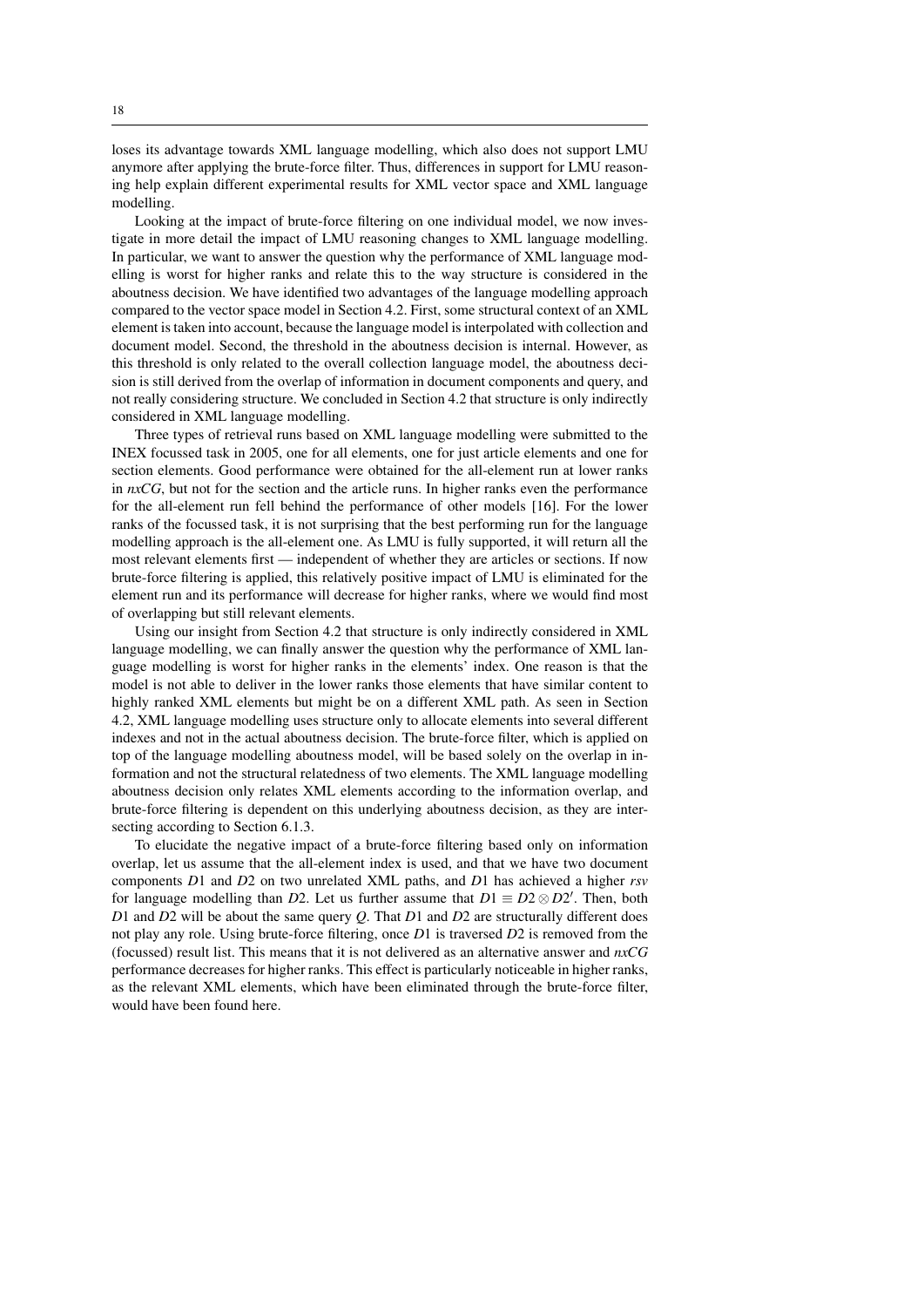loses its advantage towards XML language modelling, which also does not support LMU anymore after applying the brute-force filter. Thus, differences in support for LMU reasoning help explain different experimental results for XML vector space and XML language modelling.

Looking at the impact of brute-force filtering on one individual model, we now investigate in more detail the impact of LMU reasoning changes to XML language modelling. In particular, we want to answer the question why the performance of XML language modelling is worst for higher ranks and relate this to the way structure is considered in the aboutness decision. We have identified two advantages of the language modelling approach compared to the vector space model in Section 4.2. First, some structural context of an XML element is taken into account, because the language model is interpolated with collection and document model. Second, the threshold in the aboutness decision is internal. However, as this threshold is only related to the overall collection language model, the aboutness decision is still derived from the overlap of information in document components and query, and not really considering structure. We concluded in Section 4.2 that structure is only indirectly considered in XML language modelling.

Three types of retrieval runs based on XML language modelling were submitted to the INEX focussed task in 2005, one for all elements, one for just article elements and one for section elements. Good performance were obtained for the all-element run at lower ranks in *nxCG*, but not for the section and the article runs. In higher ranks even the performance for the all-element run fell behind the performance of other models [16]. For the lower ranks of the focussed task, it is not surprising that the best performing run for the language modelling approach is the all-element one. As LMU is fully supported, it will return all the most relevant elements first — independent of whether they are articles or sections. If now brute-force filtering is applied, this relatively positive impact of LMU is eliminated for the element run and its performance will decrease for higher ranks, where we would find most of overlapping but still relevant elements.

Using our insight from Section 4.2 that structure is only indirectly considered in XML language modelling, we can finally answer the question why the performance of XML language modelling is worst for higher ranks in the elements' index. One reason is that the model is not able to deliver in the lower ranks those elements that have similar content to highly ranked XML elements but might be on a different XML path. As seen in Section 4.2, XML language modelling uses structure only to allocate elements into several different indexes and not in the actual aboutness decision. The brute-force filter, which is applied on top of the language modelling aboutness model, will be based solely on the overlap in information and not the structural relatedness of two elements. The XML language modelling aboutness decision only relates XML elements according to the information overlap, and brute-force filtering is dependent on this underlying aboutness decision, as they are intersecting according to Section 6.1.3.

To elucidate the negative impact of a brute-force filtering based only on information overlap, let us assume that the all-element index is used, and that we have two document components $D1$ and $D2$ on two unrelated XML paths, and $D1$ has achieved a higher *rsv* for language modelling than $D2$. Let us further assume that $D1 \equiv D2 \otimes D2'$. Then, both $D1$ and $D2$ will be about the same query $Q$. That $D1$ and $D2$ are structurally different does not play any role. Using brute-force filtering, once $D1$ is traversed $D2$ is removed from the (focussed) result list. This means that it is not delivered as an alternative answer and *nxCG* performance decreases for higher ranks. This effect is particularly noticeable in higher ranks, as the relevant XML elements, which have been eliminated through the brute-force filter, would have been found here.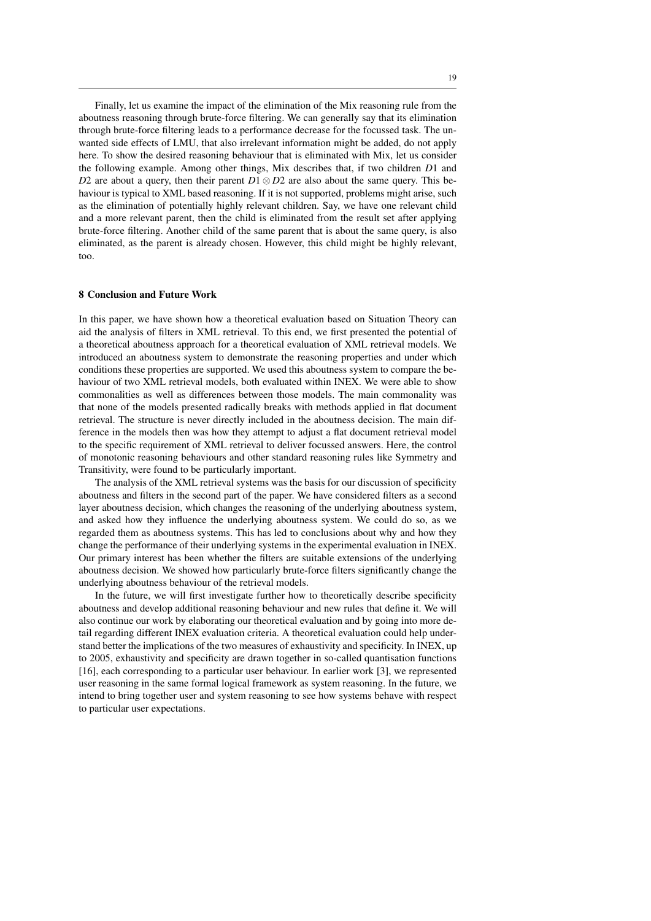Finally, let us examine the impact of the elimination of the Mix reasoning rule from the aboutness reasoning through brute-force filtering. We can generally say that its elimination through brute-force filtering leads to a performance decrease for the focussed task. The unwanted side effects of LMU, that also irrelevant information might be added, do not apply here. To show the desired reasoning behaviour that is eliminated with Mix, let us consider the following example. Among other things, Mix describes that, if two children $D1$ and $D2$ are about a query, then their parent $D1 \otimes D2$ are also about the same query. This behaviour is typical to XML based reasoning. If it is not supported, problems might arise, such as the elimination of potentially highly relevant children. Say, we have one relevant child and a more relevant parent, then the child is eliminated from the result set after applying brute-force filtering. Another child of the same parent that is about the same query, is also eliminated, as the parent is already chosen. However, this child might be highly relevant, too.

## 8 Conclusion and Future Work

In this paper, we have shown how a theoretical evaluation based on Situation Theory can aid the analysis of filters in XML retrieval. To this end, we first presented the potential of a theoretical aboutness approach for a theoretical evaluation of XML retrieval models. We introduced an aboutness system to demonstrate the reasoning properties and under which conditions these properties are supported. We used this aboutness system to compare the behaviour of two XML retrieval models, both evaluated within INEX. We were able to show commonalities as well as differences between those models. The main commonality was that none of the models presented radically breaks with methods applied in flat document retrieval. The structure is never directly included in the aboutness decision. The main difference in the models then was how they attempt to adjust a flat document retrieval model to the specific requirement of XML retrieval to deliver focussed answers. Here, the control of monotonic reasoning behaviours and other standard reasoning rules like Symmetry and Transitivity, were found to be particularly important.

The analysis of the XML retrieval systems was the basis for our discussion of specificity aboutness and filters in the second part of the paper. We have considered filters as a second layer aboutness decision, which changes the reasoning of the underlying aboutness system, and asked how they influence the underlying aboutness system. We could do so, as we regarded them as aboutness systems. This has led to conclusions about why and how they change the performance of their underlying systems in the experimental evaluation in INEX. Our primary interest has been whether the filters are suitable extensions of the underlying aboutness decision. We showed how particularly brute-force filters significantly change the underlying aboutness behaviour of the retrieval models.

In the future, we will first investigate further how to theoretically describe specificity aboutness and develop additional reasoning behaviour and new rules that define it. We will also continue our work by elaborating our theoretical evaluation and by going into more detail regarding different INEX evaluation criteria. A theoretical evaluation could help understand better the implications of the two measures of exhaustivity and specificity. In INEX, up to 2005, exhaustivity and specificity are drawn together in so-called quantisation functions [16], each corresponding to a particular user behaviour. In earlier work [3], we represented user reasoning in the same formal logical framework as system reasoning. In the future, we intend to bring together user and system reasoning to see how systems behave with respect to particular user expectations.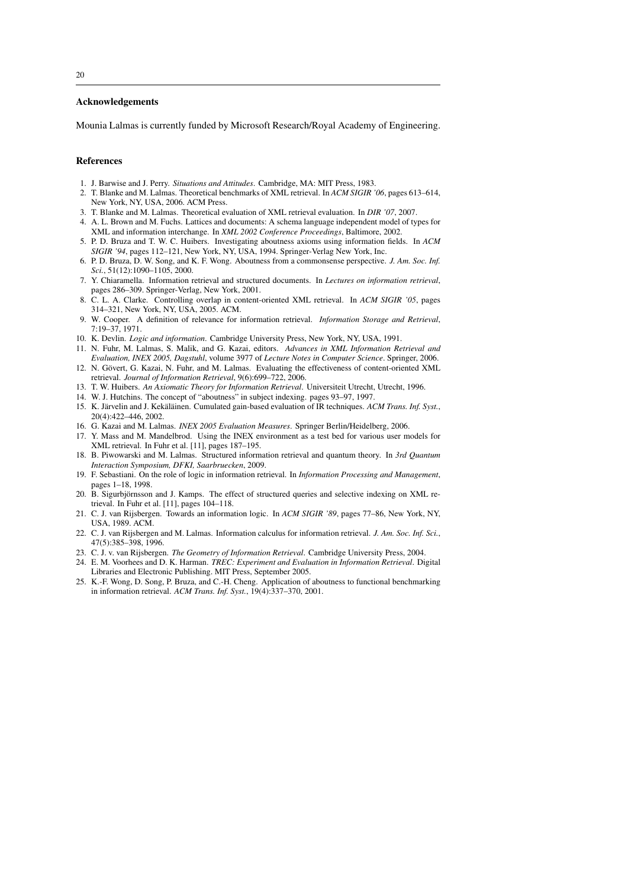## Acknowledgements

Mounia Lalmas is currently funded by Microsoft Research/Royal Academy of Engineering.

## References

1. J. Barwise and J. Perry. *Situations and Attitudes*. Cambridge, MA: MIT Press, 1983.
2. T. Blanke and M. Lalmas. Theoretical benchmarks of XML retrieval. In *ACM SIGIR '06*, pages 613–614, New York, NY, USA, 2006. ACM Press.
3. T. Blanke and M. Lalmas. Theoretical evaluation of XML retrieval evaluation. In *DIR '07*, 2007.
4. A. L. Brown and M. Fuchs. Lattices and documents: A schema language independent model of types for XML and information interchange. In *XML 2002 Conference Proceedings*, Baltimore, 2002.
5. P. D. Bruza and T. W. C. Huibers. Investigating aboutness axioms using information fields. In *ACM SIGIR '94*, pages 112–121, New York, NY, USA, 1994. Springer-Verlag New York, Inc.
6. P. D. Bruza, D. W. Song, and K. F. Wong. Aboutness from a commonsense perspective. *J. Am. Soc. Inf. Sci.*, 51(12):1090–1105, 2000.
7. Y. Chiaramella. Information retrieval and structured documents. In *Lectures on information retrieval*, pages 286–309. Springer-Verlag, New York, 2001.
8. C. L. A. Clarke. Controlling overlap in content-oriented XML retrieval. In *ACM SIGIR '05*, pages 314–321, New York, NY, USA, 2005. ACM.
9. W. Cooper. A definition of relevance for information retrieval. *Information Storage and Retrieval*, 7:19–37, 1971.
10. K. Devlin. *Logic and information*. Cambridge University Press, New York, NY, USA, 1991.
11. N. Fuhr, M. Lalmas, S. Malik, and G. Kazai, editors. *Advances in XML Information Retrieval and Evaluation, INEX 2005, Dagstuhl*, volume 3977 of *Lecture Notes in Computer Science*. Springer, 2006.
12. N. Gövert, G. Kazai, N. Fuhr, and M. Lalmas. Evaluating the effectiveness of content-oriented XML retrieval. *Journal of Information Retrieval*, 9(6):699–722, 2006.
13. T. W. Huibers. *An Axiomatic Theory for Information Retrieval*. Universiteit Utrecht, Utrecht, 1996.
14. W. J. Hutchins. The concept of "aboutness" in subject indexing. pages 93–97, 1997.
15. K. Järvelin and J. Kekäläinen. Cumulated gain-based evaluation of IR techniques. *ACM Trans. Inf. Syst.*, 20(4):422–446, 2002.
16. G. Kazai and M. Lalmas. *INEX 2005 Evaluation Measures*. Springer Berlin/Heidelberg, 2006.
17. Y. Mass and M. Mandelbrod. Using the INEX environment as a test bed for various user models for XML retrieval. In Fuhr et al. [11], pages 187–195.
18. B. Piwowarski and M. Lalmas. Structured information retrieval and quantum theory. In *3rd Quantum Interaction Symposium, DFKI, Saarbruecken*, 2009.
19. F. Sebastiani. On the role of logic in information retrieval. In *Information Processing and Management*, pages 1–18, 1998.
20. B. Sigurbjörnsson and J. Kamps. The effect of structured queries and selective indexing on XML retrieval. In Fuhr et al. [11], pages 104–118.
21. C. J. van Rijsbergen. Towards an information logic. In *ACM SIGIR '89*, pages 77–86, New York, NY, USA, 1989. ACM.
22. C. J. van Rijsbergen and M. Lalmas. Information calculus for information retrieval. *J. Am. Soc. Inf. Sci.*, 47(5):385–398, 1996.
23. C. J. v. van Rijsbergen. *The Geometry of Information Retrieval*. Cambridge University Press, 2004.
24. E. M. Voorhees and D. K. Harman. *TREC: Experiment and Evaluation in Information Retrieval*. Digital Libraries and Electronic Publishing. MIT Press, September 2005.
25. K.-F. Wong, D. Song, P. Bruza, and C.-H. Cheng. Application of aboutness to functional benchmarking in information retrieval. *ACM Trans. Inf. Syst.*, 19(4):337–370, 2001.